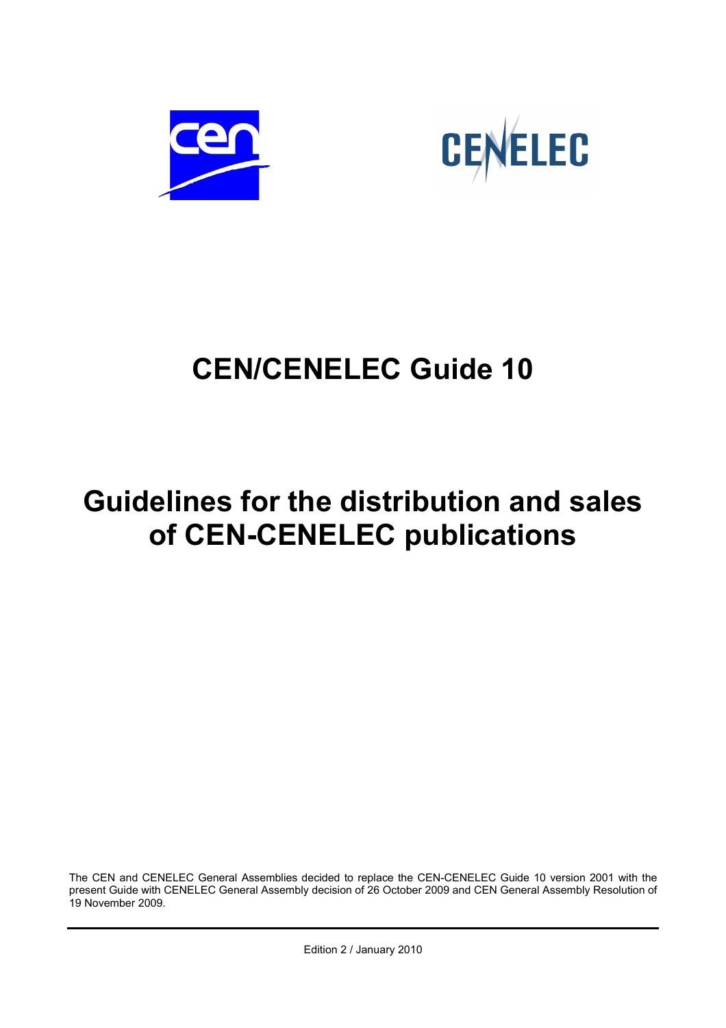# CEN/CENELEC Guide 10

# Guidelines for the distribution and sales of CEN-CENELEC publications

The CEN and CENELEC General Assemblies decided to replace the CEN-CENELEC Guide 10 version 2001 with the present Guide with CENELEC General Assembly decision of 26 October 2009 and CEN General Assembly Resolution of 19 November 2009.

Edition 2 / January 2010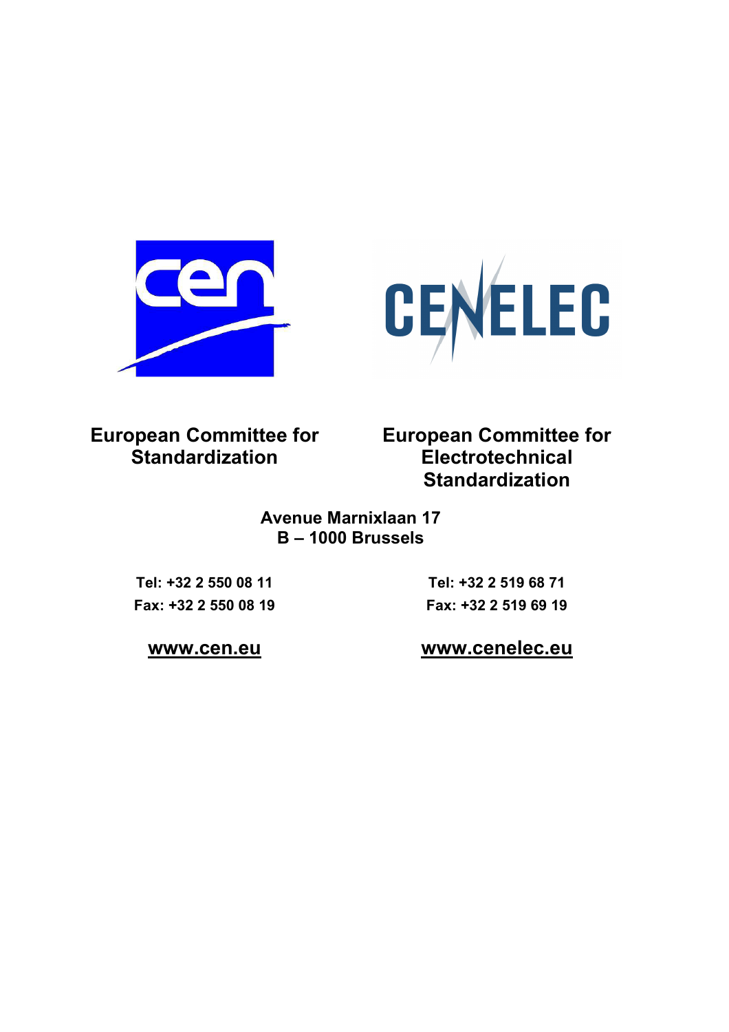**European Committee for Standardization**

**European Committee for Electrotechnical Standardization**

**Avenue Marnixlaan 17**
**B – 1000 Brussels**

| | |
|---|---|
| **Tel: +32 2 550 08 11** | **Tel: +32 2 519 68 71** |
| **Fax: +32 2 550 08 19** | **Fax: +32 2 519 69 19** |
| **www.cen.eu** | **www.cenelec.eu** |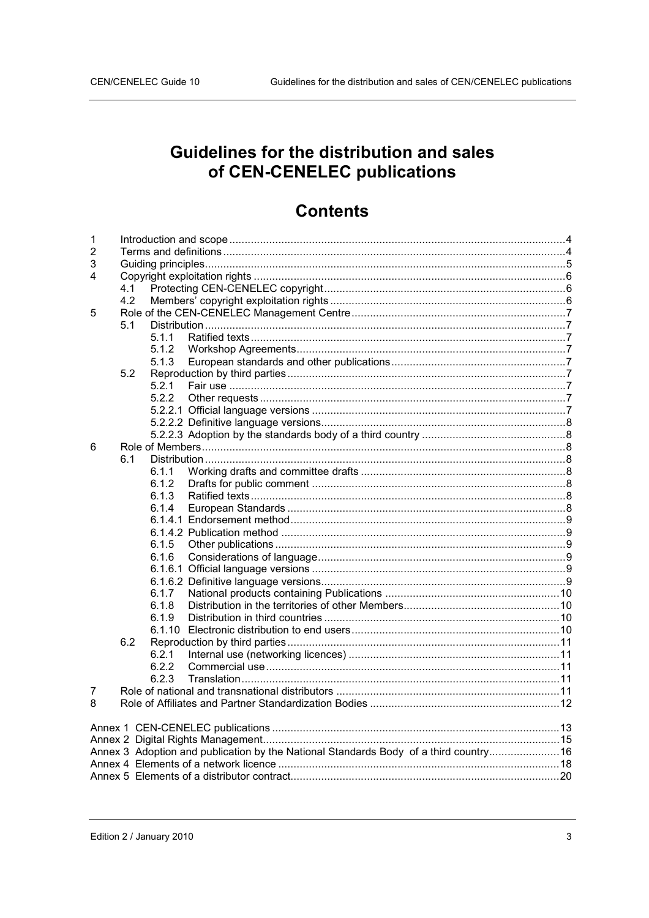# Guidelines for the distribution and sales of CEN-CENELEC publications

## Contents

1 Introduction and scope ........................................................................................................4
2 Terms and definitions ..........................................................................................................4
3 Guiding principles.................................................................................................................5
4 Copyright exploitation rights ................................................................................................6
 4.1 Protecting CEN-CENELEC copyright..............................................................................6
 4.2 Members' copyright exploitation rights ............................................................................6
5 Role of the CEN-CENELEC Management Centre.....................................................................7
 5.1 Distribution .....................................................................................................................7
  5.1.1 Ratified texts.................................................................................................................7
  5.1.2 Workshop Agreements..................................................................................................7
  5.1.3 European standards and other publications..................................................................7
 5.2 Reproduction by third parties ..........................................................................................7
  5.2.1 Fair use .......................................................................................................................7
  5.2.2 Other requests .............................................................................................................7
  5.2.2.1 Official language versions ..........................................................................................7
  5.2.2.2 Definitive language versions.......................................................................................8
  5.2.2.3 Adoption by the standards body of a third country .....................................................8
6 Role of Members....................................................................................................................8
 6.1 Distribution .....................................................................................................................8
  6.1.1 Working drafts and committee drafts ............................................................................8
  6.1.2 Drafts for public comment ............................................................................................8
  6.1.3 Ratified texts.................................................................................................................8
  6.1.4 European Standards .....................................................................................................8
  6.1.4.1 Endorsement method..................................................................................................9
  6.1.4.2 Publication method .....................................................................................................9
  6.1.5 Other publications.........................................................................................................9
  6.1.6 Considerations of language...........................................................................................9
  6.1.6.1 Official language versions ..........................................................................................9
  6.1.6.2 Definitive language versions.......................................................................................9
  6.1.7 National products containing Publications ..................................................................10
  6.1.8 Distribution in the territories of other Members...........................................................10
  6.1.9 Distribution in third countries .....................................................................................10
  6.1.10 Electronic distribution to end users...........................................................................10
 6.2 Reproduction by third parties ........................................................................................11
  6.2.1 Internal use (networking licences) ..............................................................................11
  6.2.2 Commercial use..........................................................................................................11
  6.2.3 Translation..................................................................................................................11
7 Role of national and transnational distributors ..................................................................11
8 Role of Affiliates and Partner Standardization Bodies ........................................................12

Annex 1 CEN-CENELEC publications .......................................................................................13
Annex 2 Digital Rights Management..........................................................................................15
Annex 3 Adoption and publication by the National Standards Body of a third country.......................16
Annex 4 Elements of a network licence .....................................................................................18
Annex 5 Elements of a distributor contract.................................................................................20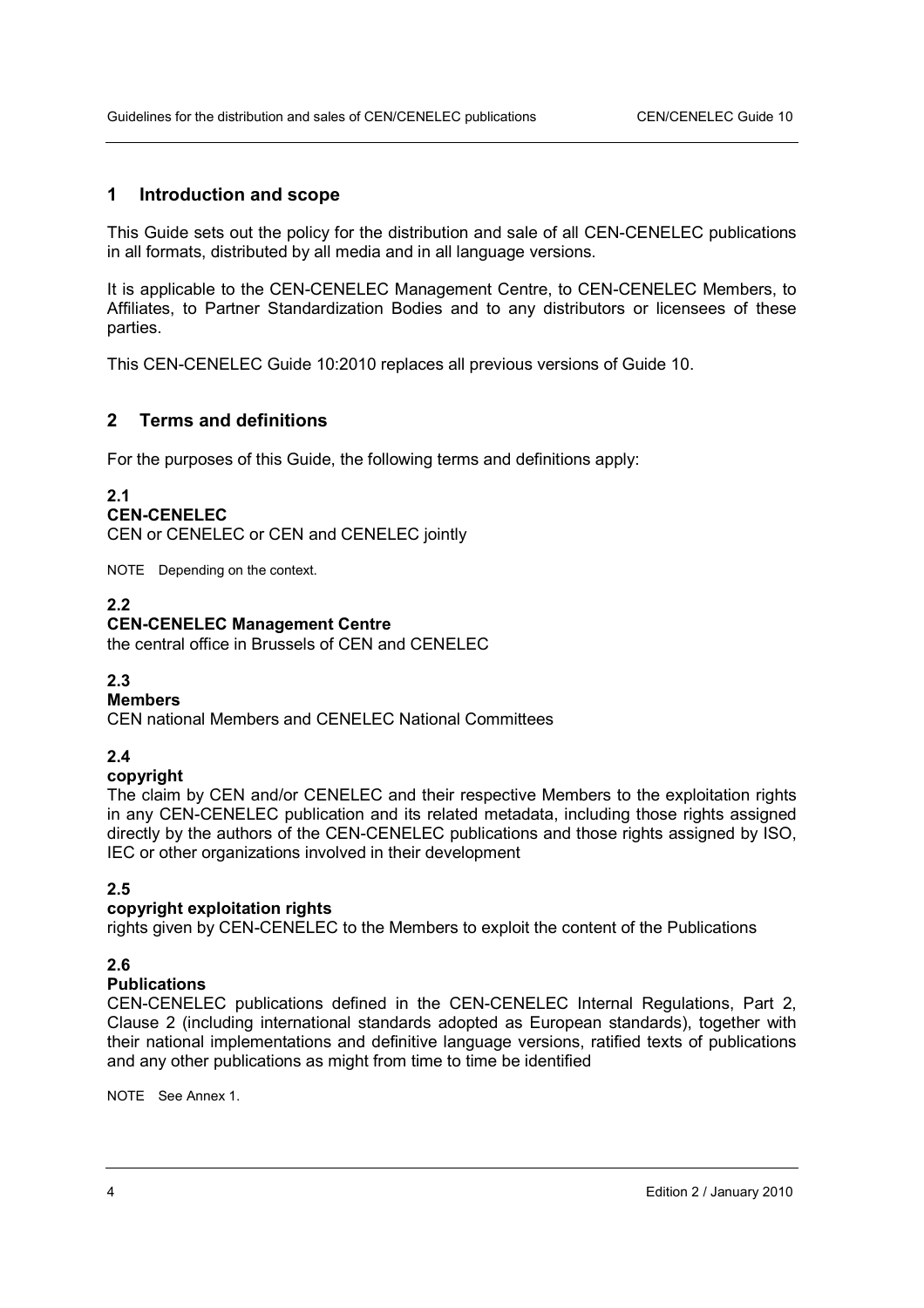## 1 Introduction and scope

This Guide sets out the policy for the distribution and sale of all CEN-CENELEC publications in all formats, distributed by all media and in all language versions.

It is applicable to the CEN-CENELEC Management Centre, to CEN-CENELEC Members, to Affiliates, to Partner Standardization Bodies and to any distributors or licensees of these parties.

This CEN-CENELEC Guide 10:2010 replaces all previous versions of Guide 10.

## 2 Terms and definitions

For the purposes of this Guide, the following terms and definitions apply:

**2.1**
**CEN-CENELEC**
CEN or CENELEC or CEN and CENELEC jointly

NOTE Depending on the context.

**2.2**
**CEN-CENELEC Management Centre**
the central office in Brussels of CEN and CENELEC

**2.3**
**Members**
CEN national Members and CENELEC National Committees

**2.4**
**copyright**
The claim by CEN and/or CENELEC and their respective Members to the exploitation rights in any CEN-CENELEC publication and its related metadata, including those rights assigned directly by the authors of the CEN-CENELEC publications and those rights assigned by ISO, IEC or other organizations involved in their development

**2.5**
**copyright exploitation rights**
rights given by CEN-CENELEC to the Members to exploit the content of the Publications

**2.6**
**Publications**
CEN-CENELEC publications defined in the CEN-CENELEC Internal Regulations, Part 2, Clause 2 (including international standards adopted as European standards), together with their national implementations and definitive language versions, ratified texts of publications and any other publications as might from time to time be identified

NOTE See Annex 1.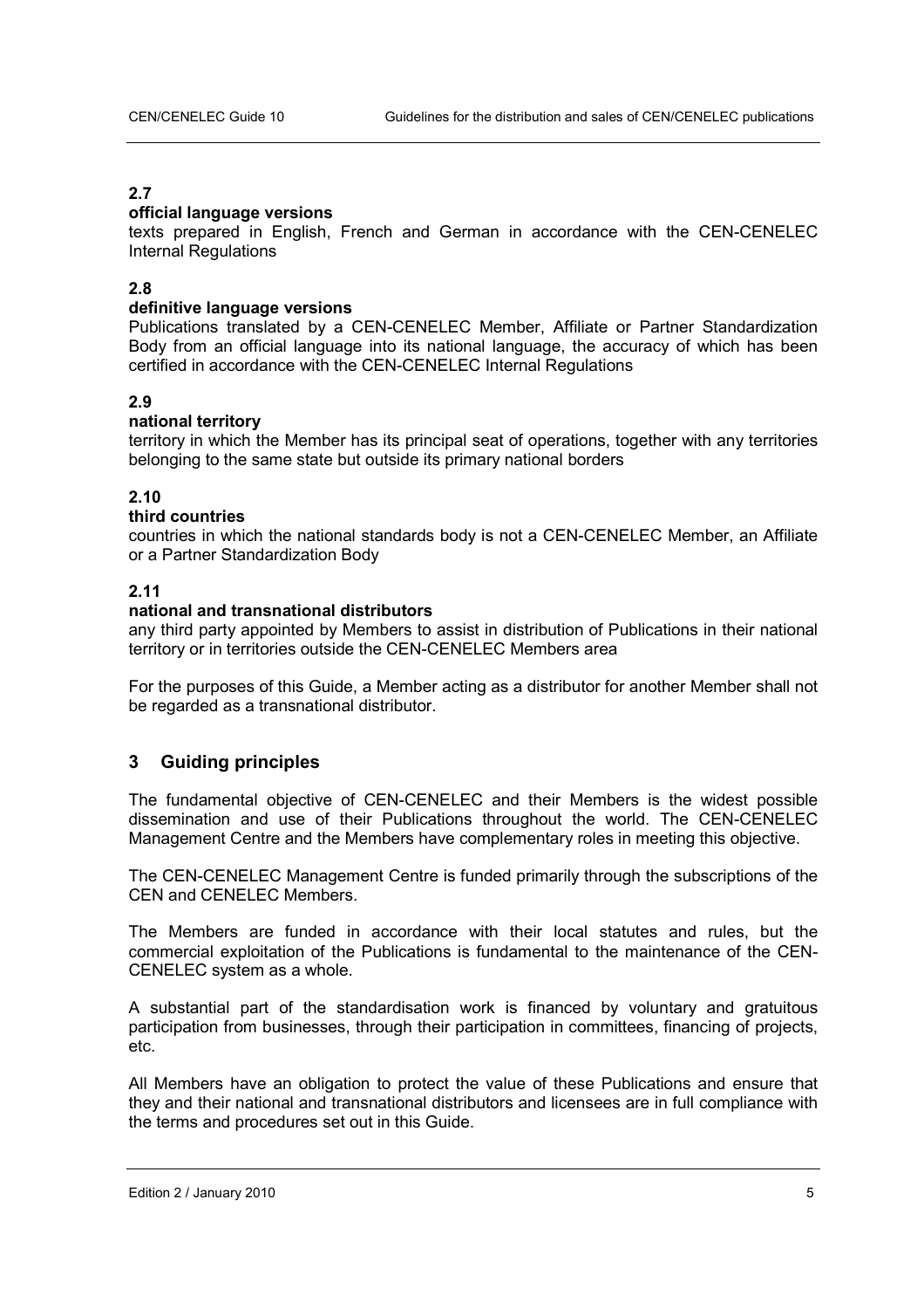**2.7**
**official language versions**
texts prepared in English, French and German in accordance with the CEN-CENELEC Internal Regulations

**2.8**
**definitive language versions**
Publications translated by a CEN-CENELEC Member, Affiliate or Partner Standardization Body from an official language into its national language, the accuracy of which has been certified in accordance with the CEN-CENELEC Internal Regulations

**2.9**
**national territory**
territory in which the Member has its principal seat of operations, together with any territories belonging to the same state but outside its primary national borders

**2.10**
**third countries**
countries in which the national standards body is not a CEN-CENELEC Member, an Affiliate or a Partner Standardization Body

**2.11**
**national and transnational distributors**
any third party appointed by Members to assist in distribution of Publications in their national territory or in territories outside the CEN-CENELEC Members area

For the purposes of this Guide, a Member acting as a distributor for another Member shall not be regarded as a transnational distributor.

## 3 Guiding principles

The fundamental objective of CEN-CENELEC and their Members is the widest possible dissemination and use of their Publications throughout the world. The CEN-CENELEC Management Centre and the Members have complementary roles in meeting this objective.

The CEN-CENELEC Management Centre is funded primarily through the subscriptions of the CEN and CENELEC Members.

The Members are funded in accordance with their local statutes and rules, but the commercial exploitation of the Publications is fundamental to the maintenance of the CEN-CENELEC system as a whole.

A substantial part of the standardisation work is financed by voluntary and gratuitous participation from businesses, through their participation in committees, financing of projects, etc.

All Members have an obligation to protect the value of these Publications and ensure that they and their national and transnational distributors and licensees are in full compliance with the terms and procedures set out in this Guide.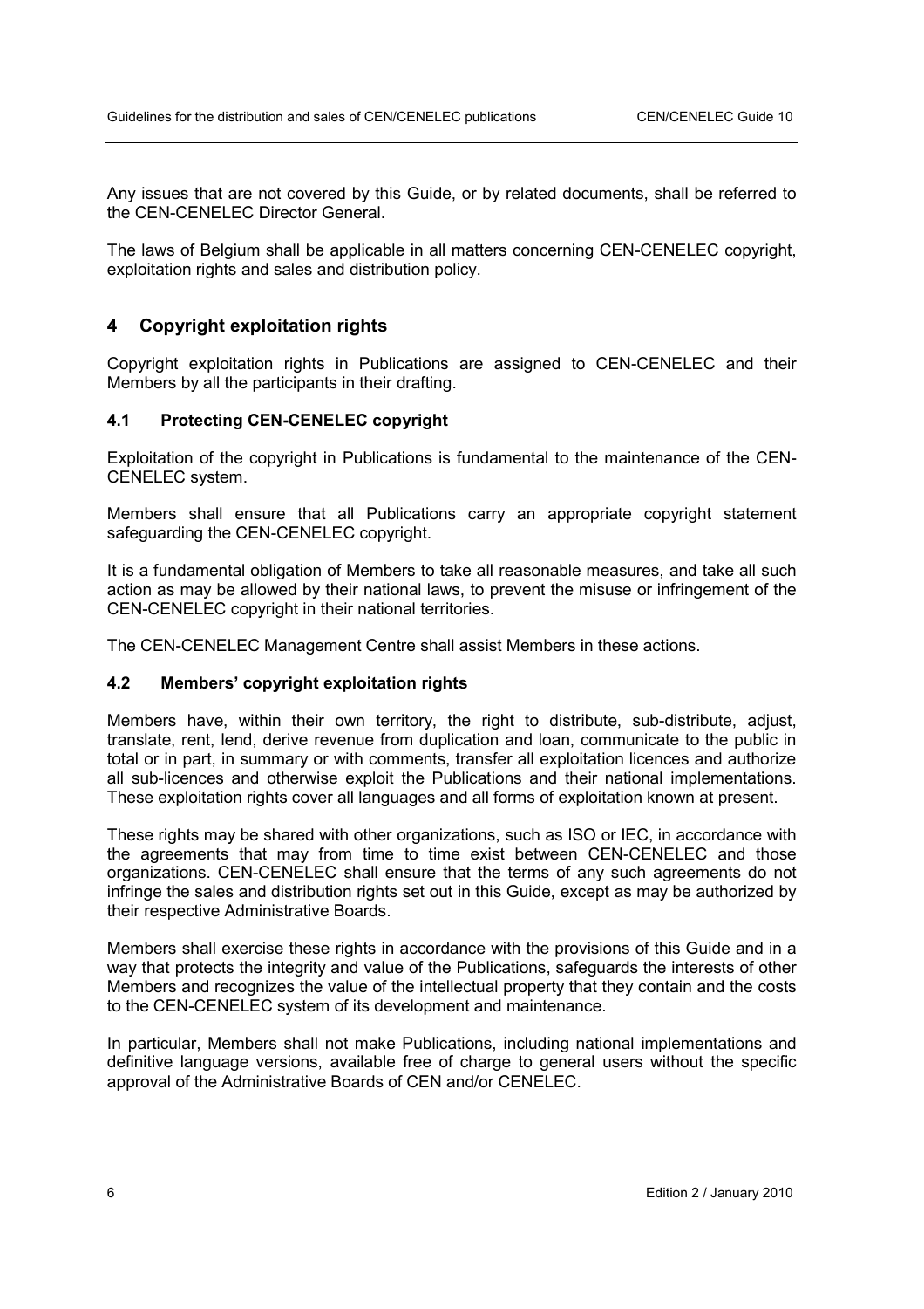Any issues that are not covered by this Guide, or by related documents, shall be referred to the CEN-CENELEC Director General.

The laws of Belgium shall be applicable in all matters concerning CEN-CENELEC copyright, exploitation rights and sales and distribution policy.

## 4 Copyright exploitation rights

Copyright exploitation rights in Publications are assigned to CEN-CENELEC and their Members by all the participants in their drafting.

### 4.1 Protecting CEN-CENELEC copyright

Exploitation of the copyright in Publications is fundamental to the maintenance of the CEN-CENELEC system.

Members shall ensure that all Publications carry an appropriate copyright statement safeguarding the CEN-CENELEC copyright.

It is a fundamental obligation of Members to take all reasonable measures, and take all such action as may be allowed by their national laws, to prevent the misuse or infringement of the CEN-CENELEC copyright in their national territories.

The CEN-CENELEC Management Centre shall assist Members in these actions.

### 4.2 Members' copyright exploitation rights

Members have, within their own territory, the right to distribute, sub-distribute, adjust, translate, rent, lend, derive revenue from duplication and loan, communicate to the public in total or in part, in summary or with comments, transfer all exploitation licences and authorize all sub-licences and otherwise exploit the Publications and their national implementations. These exploitation rights cover all languages and all forms of exploitation known at present.

These rights may be shared with other organizations, such as ISO or IEC, in accordance with the agreements that may from time to time exist between CEN-CENELEC and those organizations. CEN-CENELEC shall ensure that the terms of any such agreements do not infringe the sales and distribution rights set out in this Guide, except as may be authorized by their respective Administrative Boards.

Members shall exercise these rights in accordance with the provisions of this Guide and in a way that protects the integrity and value of the Publications, safeguards the interests of other Members and recognizes the value of the intellectual property that they contain and the costs to the CEN-CENELEC system of its development and maintenance.

In particular, Members shall not make Publications, including national implementations and definitive language versions, available free of charge to general users without the specific approval of the Administrative Boards of CEN and/or CENELEC.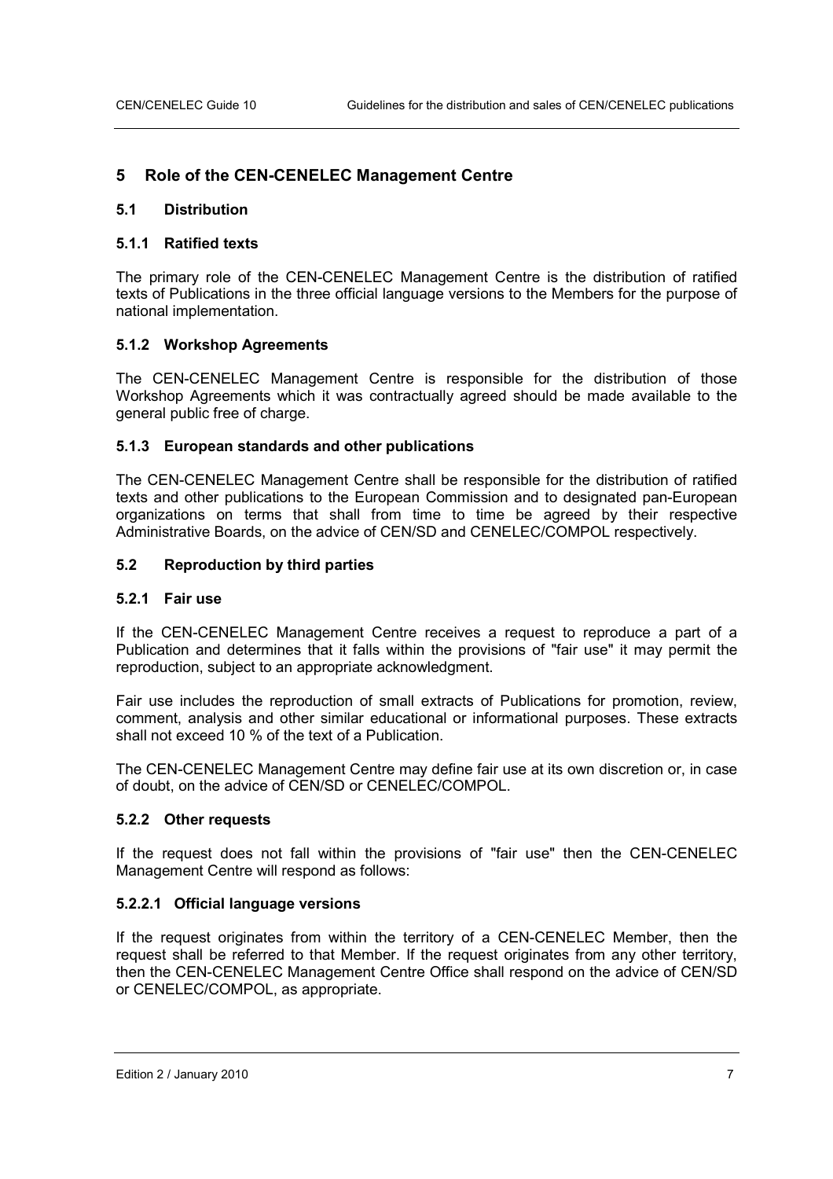# 5 Role of the CEN-CENELEC Management Centre

## 5.1 Distribution

### 5.1.1 Ratified texts

The primary role of the CEN-CENELEC Management Centre is the distribution of ratified texts of Publications in the three official language versions to the Members for the purpose of national implementation.

### 5.1.2 Workshop Agreements

The CEN-CENELEC Management Centre is responsible for the distribution of those Workshop Agreements which it was contractually agreed should be made available to the general public free of charge.

### 5.1.3 European standards and other publications

The CEN-CENELEC Management Centre shall be responsible for the distribution of ratified texts and other publications to the European Commission and to designated pan-European organizations on terms that shall from time to time be agreed by their respective Administrative Boards, on the advice of CEN/SD and CENELEC/COMPOL respectively.

## 5.2 Reproduction by third parties

### 5.2.1 Fair use

If the CEN-CENELEC Management Centre receives a request to reproduce a part of a Publication and determines that it falls within the provisions of "fair use" it may permit the reproduction, subject to an appropriate acknowledgment.

Fair use includes the reproduction of small extracts of Publications for promotion, review, comment, analysis and other similar educational or informational purposes. These extracts shall not exceed 10 % of the text of a Publication.

The CEN-CENELEC Management Centre may define fair use at its own discretion or, in case of doubt, on the advice of CEN/SD or CENELEC/COMPOL.

### 5.2.2 Other requests

If the request does not fall within the provisions of "fair use" then the CEN-CENELEC Management Centre will respond as follows:

#### 5.2.2.1 Official language versions

If the request originates from within the territory of a CEN-CENELEC Member, then the request shall be referred to that Member. If the request originates from any other territory, then the CEN-CENELEC Management Centre Office shall respond on the advice of CEN/SD or CENELEC/COMPOL, as appropriate.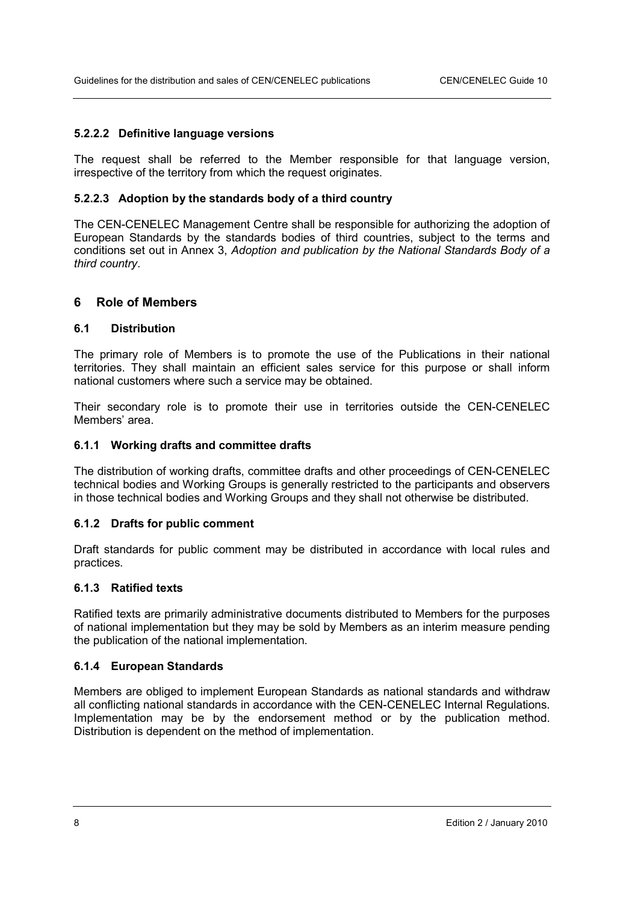#### 5.2.2.2 Definitive language versions

The request shall be referred to the Member responsible for that language version, irrespective of the territory from which the request originates.

#### 5.2.2.3 Adoption by the standards body of a third country

The CEN-CENELEC Management Centre shall be responsible for authorizing the adoption of European Standards by the standards bodies of third countries, subject to the terms and conditions set out in Annex 3, *Adoption and publication by the National Standards Body of a third country*.

## 6 Role of Members

### 6.1 Distribution

The primary role of Members is to promote the use of the Publications in their national territories. They shall maintain an efficient sales service for this purpose or shall inform national customers where such a service may be obtained.

Their secondary role is to promote their use in territories outside the CEN-CENELEC Members' area.

#### 6.1.1 Working drafts and committee drafts

The distribution of working drafts, committee drafts and other proceedings of CEN-CENELEC technical bodies and Working Groups is generally restricted to the participants and observers in those technical bodies and Working Groups and they shall not otherwise be distributed.

#### 6.1.2 Drafts for public comment

Draft standards for public comment may be distributed in accordance with local rules and practices.

#### 6.1.3 Ratified texts

Ratified texts are primarily administrative documents distributed to Members for the purposes of national implementation but they may be sold by Members as an interim measure pending the publication of the national implementation.

#### 6.1.4 European Standards

Members are obliged to implement European Standards as national standards and withdraw all conflicting national standards in accordance with the CEN-CENELEC Internal Regulations. Implementation may be by the endorsement method or by the publication method. Distribution is dependent on the method of implementation.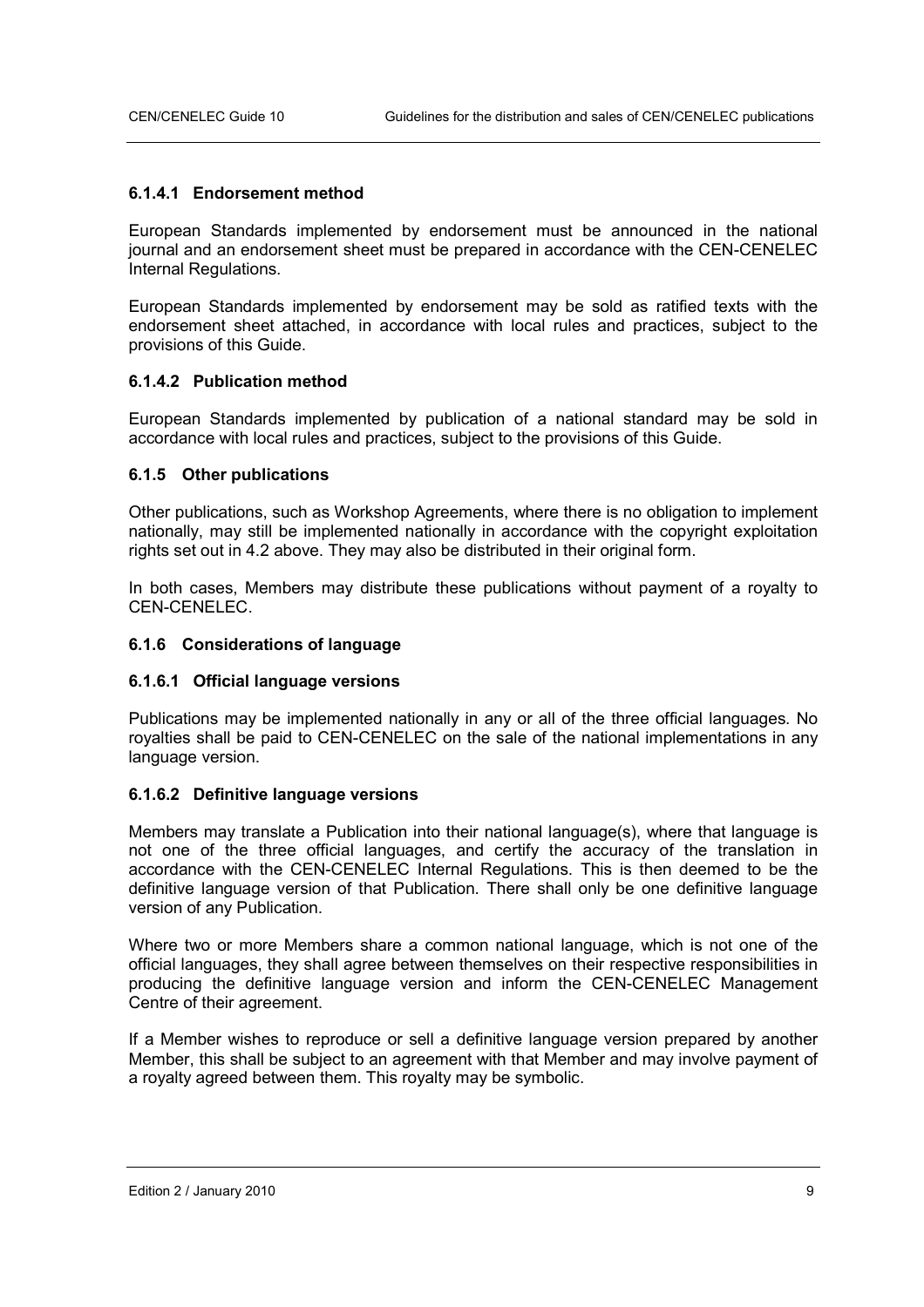#### 6.1.4.1 Endorsement method

European Standards implemented by endorsement must be announced in the national journal and an endorsement sheet must be prepared in accordance with the CEN-CENELEC Internal Regulations.

European Standards implemented by endorsement may be sold as ratified texts with the endorsement sheet attached, in accordance with local rules and practices, subject to the provisions of this Guide.

#### 6.1.4.2 Publication method

European Standards implemented by publication of a national standard may be sold in accordance with local rules and practices, subject to the provisions of this Guide.

### 6.1.5 Other publications

Other publications, such as Workshop Agreements, where there is no obligation to implement nationally, may still be implemented nationally in accordance with the copyright exploitation rights set out in 4.2 above. They may also be distributed in their original form.

In both cases, Members may distribute these publications without payment of a royalty to CEN-CENELEC.

### 6.1.6 Considerations of language

#### 6.1.6.1 Official language versions

Publications may be implemented nationally in any or all of the three official languages. No royalties shall be paid to CEN-CENELEC on the sale of the national implementations in any language version.

#### 6.1.6.2 Definitive language versions

Members may translate a Publication into their national language(s), where that language is not one of the three official languages, and certify the accuracy of the translation in accordance with the CEN-CENELEC Internal Regulations. This is then deemed to be the definitive language version of that Publication. There shall only be one definitive language version of any Publication.

Where two or more Members share a common national language, which is not one of the official languages, they shall agree between themselves on their respective responsibilities in producing the definitive language version and inform the CEN-CENELEC Management Centre of their agreement.

If a Member wishes to reproduce or sell a definitive language version prepared by another Member, this shall be subject to an agreement with that Member and may involve payment of a royalty agreed between them. This royalty may be symbolic.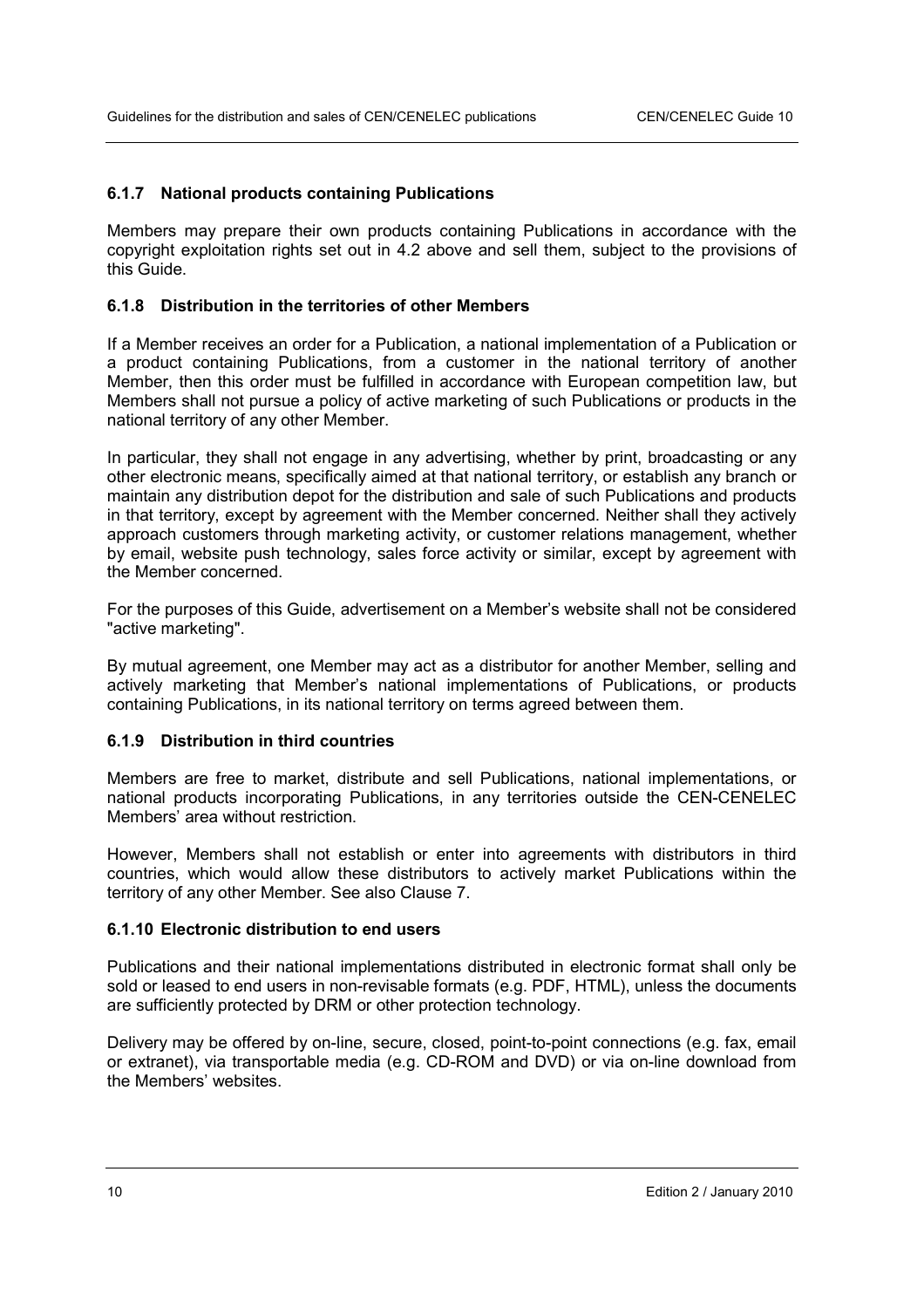### 6.1.7 National products containing Publications

Members may prepare their own products containing Publications in accordance with the copyright exploitation rights set out in 4.2 above and sell them, subject to the provisions of this Guide.

### 6.1.8 Distribution in the territories of other Members

If a Member receives an order for a Publication, a national implementation of a Publication or a product containing Publications, from a customer in the national territory of another Member, then this order must be fulfilled in accordance with European competition law, but Members shall not pursue a policy of active marketing of such Publications or products in the national territory of any other Member.

In particular, they shall not engage in any advertising, whether by print, broadcasting or any other electronic means, specifically aimed at that national territory, or establish any branch or maintain any distribution depot for the distribution and sale of such Publications and products in that territory, except by agreement with the Member concerned. Neither shall they actively approach customers through marketing activity, or customer relations management, whether by email, website push technology, sales force activity or similar, except by agreement with the Member concerned.

For the purposes of this Guide, advertisement on a Member's website shall not be considered "active marketing".

By mutual agreement, one Member may act as a distributor for another Member, selling and actively marketing that Member's national implementations of Publications, or products containing Publications, in its national territory on terms agreed between them.

### 6.1.9 Distribution in third countries

Members are free to market, distribute and sell Publications, national implementations, or national products incorporating Publications, in any territories outside the CEN-CENELEC Members' area without restriction.

However, Members shall not establish or enter into agreements with distributors in third countries, which would allow these distributors to actively market Publications within the territory of any other Member. See also Clause 7.

### 6.1.10 Electronic distribution to end users

Publications and their national implementations distributed in electronic format shall only be sold or leased to end users in non-revisable formats (e.g. PDF, HTML), unless the documents are sufficiently protected by DRM or other protection technology.

Delivery may be offered by on-line, secure, closed, point-to-point connections (e.g. fax, email or extranet), via transportable media (e.g. CD-ROM and DVD) or via on-line download from the Members' websites.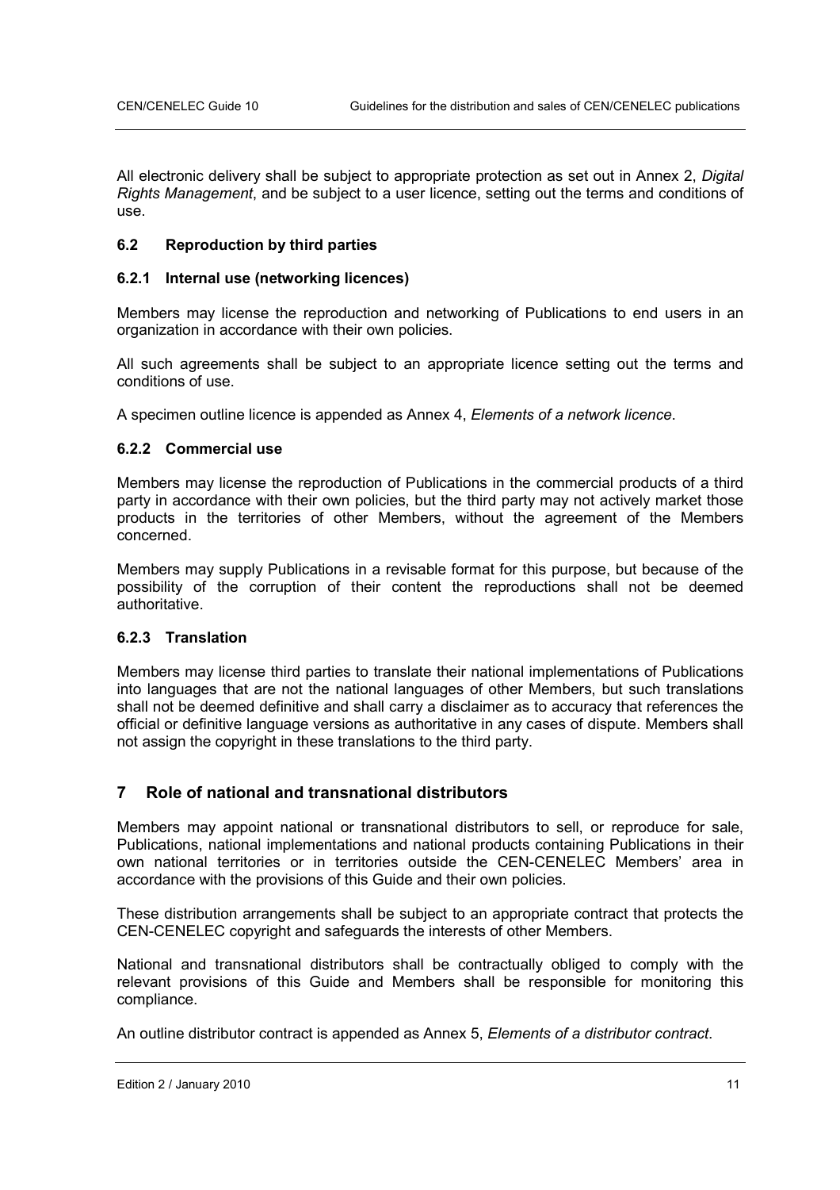All electronic delivery shall be subject to appropriate protection as set out in Annex 2, *Digital Rights Management*, and be subject to a user licence, setting out the terms and conditions of use.

### 6.2 Reproduction by third parties

#### 6.2.1 Internal use (networking licences)

Members may license the reproduction and networking of Publications to end users in an organization in accordance with their own policies.

All such agreements shall be subject to an appropriate licence setting out the terms and conditions of use.

A specimen outline licence is appended as Annex 4, *Elements of a network licence*.

#### 6.2.2 Commercial use

Members may license the reproduction of Publications in the commercial products of a third party in accordance with their own policies, but the third party may not actively market those products in the territories of other Members, without the agreement of the Members concerned.

Members may supply Publications in a revisable format for this purpose, but because of the possibility of the corruption of their content the reproductions shall not be deemed authoritative.

#### 6.2.3 Translation

Members may license third parties to translate their national implementations of Publications into languages that are not the national languages of other Members, but such translations shall not be deemed definitive and shall carry a disclaimer as to accuracy that references the official or definitive language versions as authoritative in any cases of dispute. Members shall not assign the copyright in these translations to the third party.

## 7 Role of national and transnational distributors

Members may appoint national or transnational distributors to sell, or reproduce for sale, Publications, national implementations and national products containing Publications in their own national territories or in territories outside the CEN-CENELEC Members' area in accordance with the provisions of this Guide and their own policies.

These distribution arrangements shall be subject to an appropriate contract that protects the CEN-CENELEC copyright and safeguards the interests of other Members.

National and transnational distributors shall be contractually obliged to comply with the relevant provisions of this Guide and Members shall be responsible for monitoring this compliance.

An outline distributor contract is appended as Annex 5, *Elements of a distributor contract*.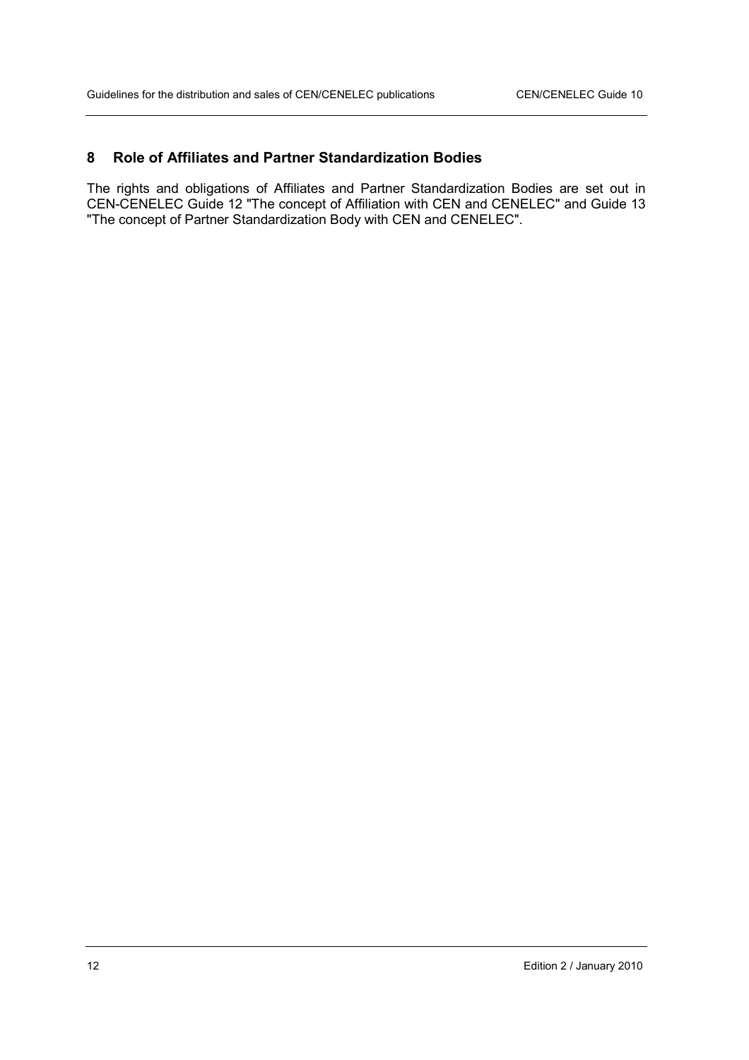## 8 Role of Affiliates and Partner Standardization Bodies

The rights and obligations of Affiliates and Partner Standardization Bodies are set out in CEN-CENELEC Guide 12 "The concept of Affiliation with CEN and CENELEC" and Guide 13 "The concept of Partner Standardization Body with CEN and CENELEC".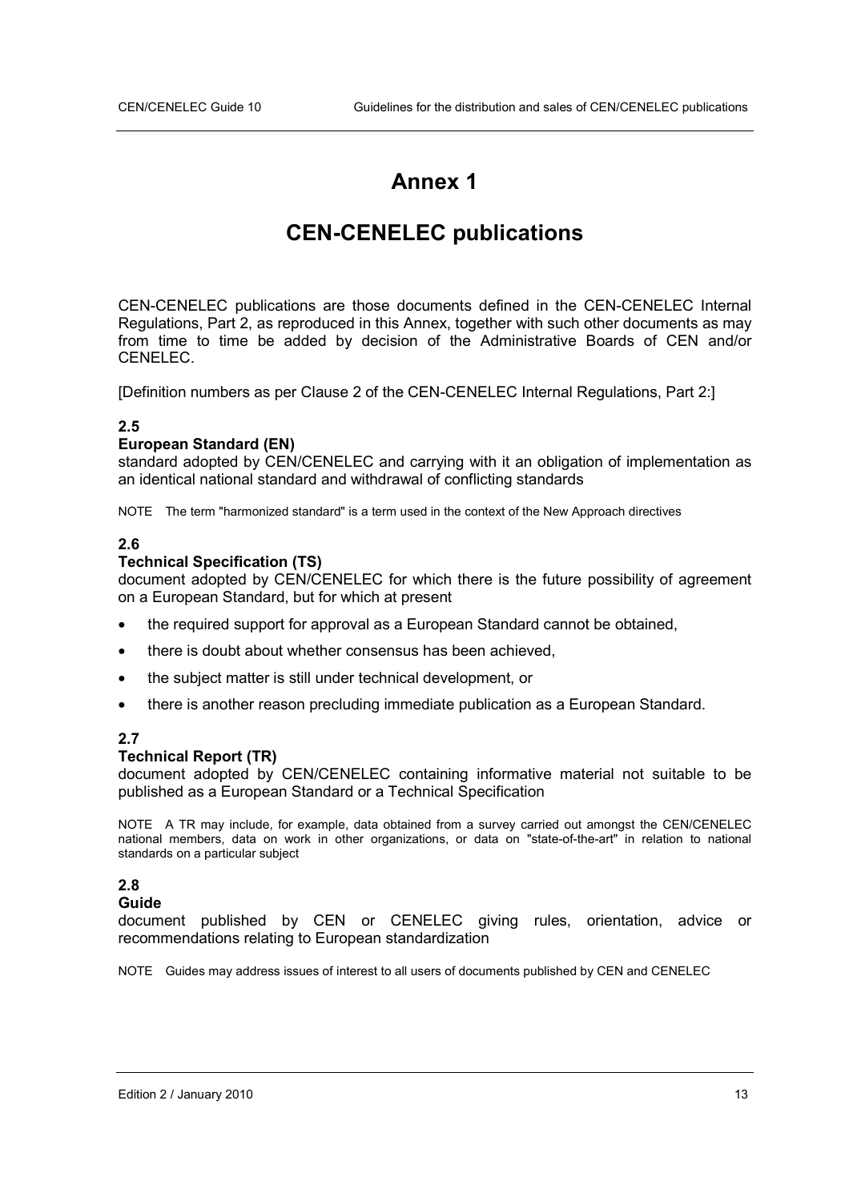# Annex 1

# CEN-CENELEC publications

CEN-CENELEC publications are those documents defined in the CEN-CENELEC Internal Regulations, Part 2, as reproduced in this Annex, together with such other documents as may from time to time be added by decision of the Administrative Boards of CEN and/or CENELEC.

[Definition numbers as per Clause 2 of the CEN-CENELEC Internal Regulations, Part 2:]

**2.5**

**European Standard (EN)**

standard adopted by CEN/CENELEC and carrying with it an obligation of implementation as an identical national standard and withdrawal of conflicting standards

NOTE The term "harmonized standard" is a term used in the context of the New Approach directives

**2.6**

**Technical Specification (TS)**

document adopted by CEN/CENELEC for which there is the future possibility of agreement on a European Standard, but for which at present

- the required support for approval as a European Standard cannot be obtained,
- there is doubt about whether consensus has been achieved,
- the subject matter is still under technical development, or
- there is another reason precluding immediate publication as a European Standard.

**2.7**

**Technical Report (TR)**

document adopted by CEN/CENELEC containing informative material not suitable to be published as a European Standard or a Technical Specification

NOTE A TR may include, for example, data obtained from a survey carried out amongst the CEN/CENELEC national members, data on work in other organizations, or data on "state-of-the-art" in relation to national standards on a particular subject

**2.8**

**Guide**

document published by CEN or CENELEC giving rules, orientation, advice or recommendations relating to European standardization

NOTE Guides may address issues of interest to all users of documents published by CEN and CENELEC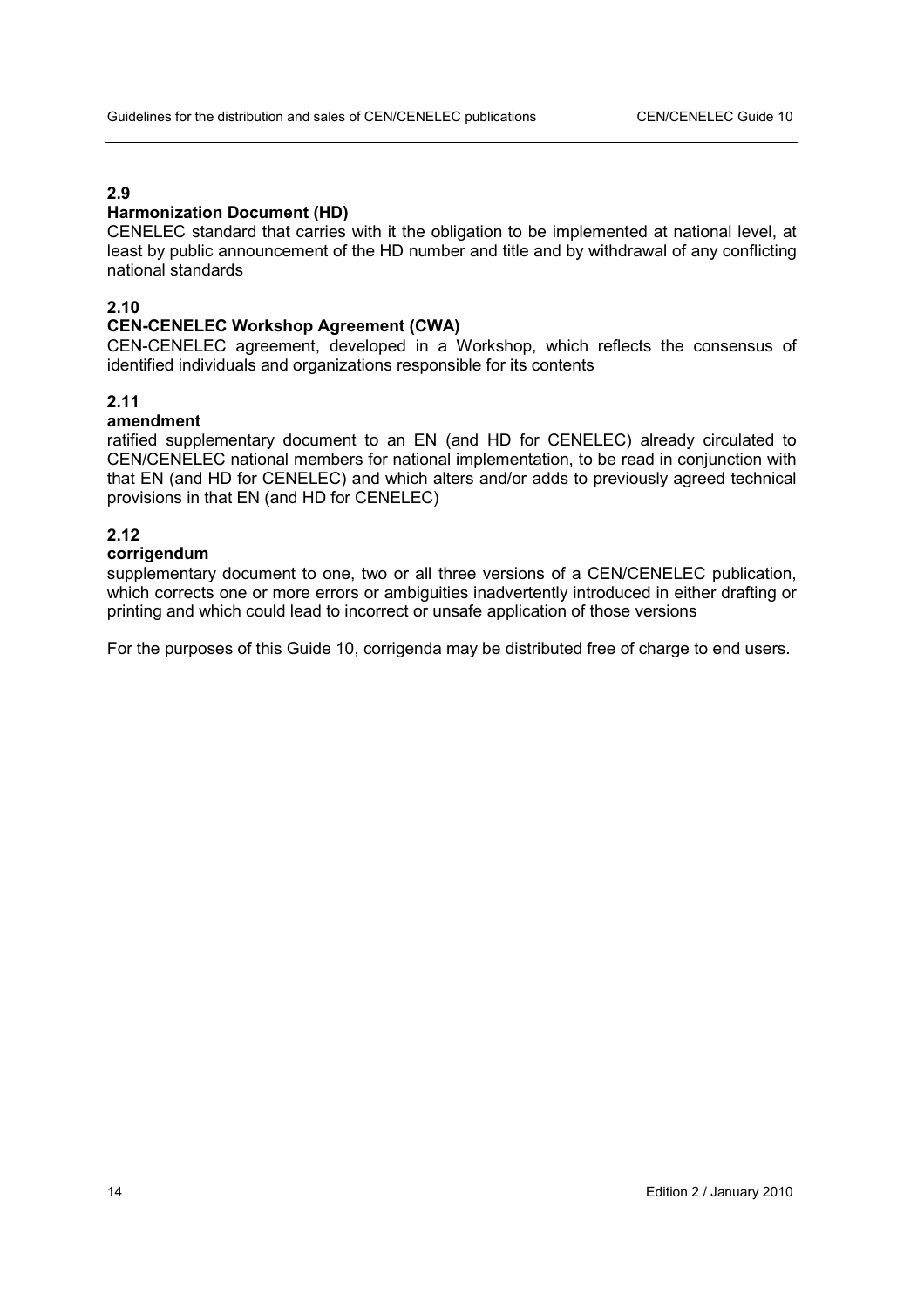**2.9**

**Harmonization Document (HD)**

CENELEC standard that carries with it the obligation to be implemented at national level, at least by public announcement of the HD number and title and by withdrawal of any conflicting national standards

**2.10**

**CEN-CENELEC Workshop Agreement (CWA)**

CEN-CENELEC agreement, developed in a Workshop, which reflects the consensus of identified individuals and organizations responsible for its contents

**2.11**

**amendment**

ratified supplementary document to an EN (and HD for CENELEC) already circulated to CEN/CENELEC national members for national implementation, to be read in conjunction with that EN (and HD for CENELEC) and which alters and/or adds to previously agreed technical provisions in that EN (and HD for CENELEC)

**2.12**

**corrigendum**

supplementary document to one, two or all three versions of a CEN/CENELEC publication, which corrects one or more errors or ambiguities inadvertently introduced in either drafting or printing and which could lead to incorrect or unsafe application of those versions

For the purposes of this Guide 10, corrigenda may be distributed free of charge to end users.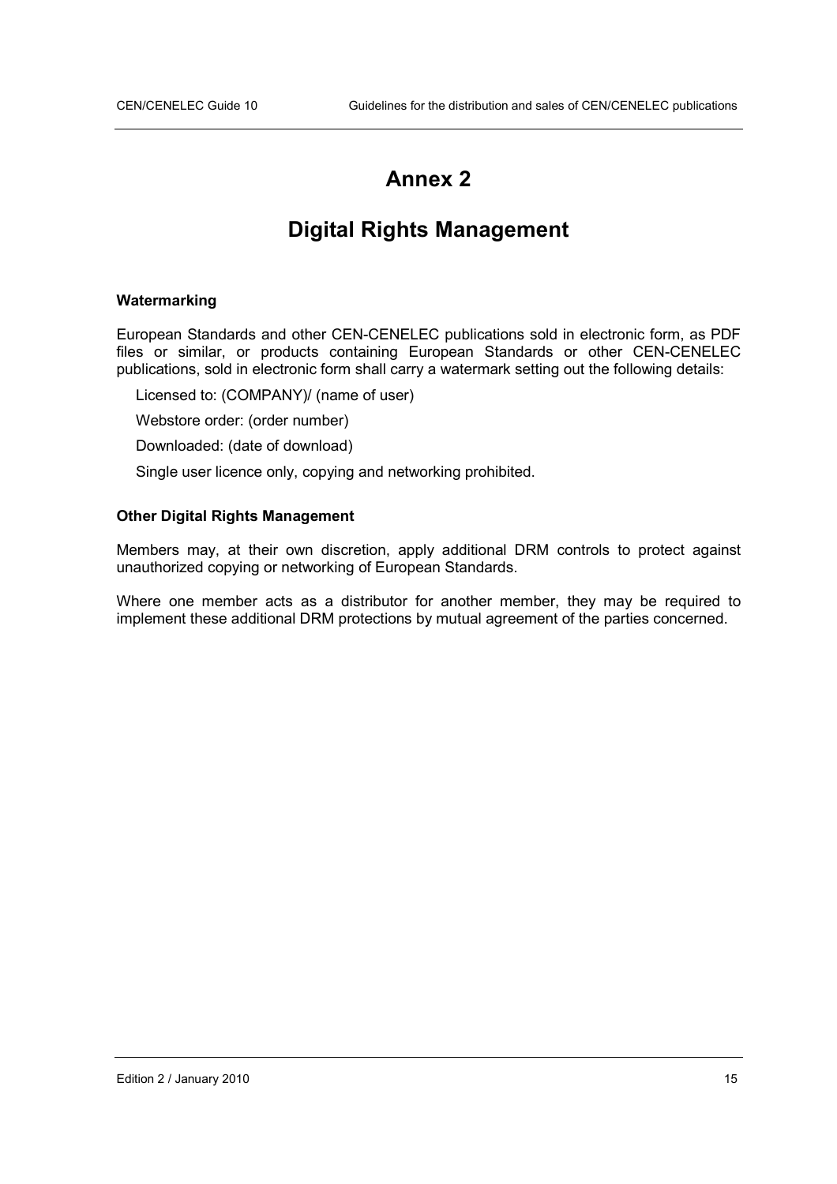# Annex 2

# Digital Rights Management

**Watermarking**

European Standards and other CEN-CENELEC publications sold in electronic form, as PDF files or similar, or products containing European Standards or other CEN-CENELEC publications, sold in electronic form shall carry a watermark setting out the following details:

Licensed to: (COMPANY)/ (name of user)

Webstore order: (order number)

Downloaded: (date of download)

Single user licence only, copying and networking prohibited.

**Other Digital Rights Management**

Members may, at their own discretion, apply additional DRM controls to protect against unauthorized copying or networking of European Standards.

Where one member acts as a distributor for another member, they may be required to implement these additional DRM protections by mutual agreement of the parties concerned.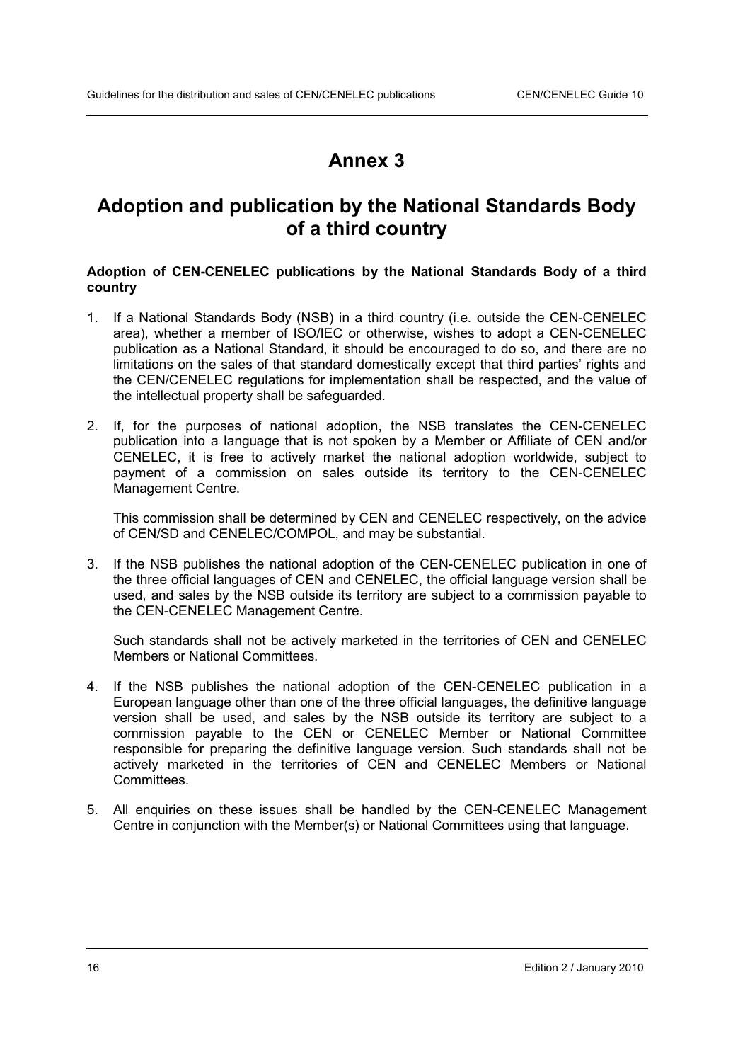# Annex 3

## Adoption and publication by the National Standards Body of a third country

**Adoption of CEN-CENELEC publications by the National Standards Body of a third country**

1. If a National Standards Body (NSB) in a third country (i.e. outside the CEN-CENELEC area), whether a member of ISO/IEC or otherwise, wishes to adopt a CEN-CENELEC publication as a National Standard, it should be encouraged to do so, and there are no limitations on the sales of that standard domestically except that third parties' rights and the CEN/CENELEC regulations for implementation shall be respected, and the value of the intellectual property shall be safeguarded.

2. If, for the purposes of national adoption, the NSB translates the CEN-CENELEC publication into a language that is not spoken by a Member or Affiliate of CEN and/or CENELEC, it is free to actively market the national adoption worldwide, subject to payment of a commission on sales outside its territory to the CEN-CENELEC Management Centre.

   This commission shall be determined by CEN and CENELEC respectively, on the advice of CEN/SD and CENELEC/COMPOL, and may be substantial.

3. If the NSB publishes the national adoption of the CEN-CENELEC publication in one of the three official languages of CEN and CENELEC, the official language version shall be used, and sales by the NSB outside its territory are subject to a commission payable to the CEN-CENELEC Management Centre.

   Such standards shall not be actively marketed in the territories of CEN and CENELEC Members or National Committees.

4. If the NSB publishes the national adoption of the CEN-CENELEC publication in a European language other than one of the three official languages, the definitive language version shall be used, and sales by the NSB outside its territory are subject to a commission payable to the CEN or CENELEC Member or National Committee responsible for preparing the definitive language version. Such standards shall not be actively marketed in the territories of CEN and CENELEC Members or National Committees.

5. All enquiries on these issues shall be handled by the CEN-CENELEC Management Centre in conjunction with the Member(s) or National Committees using that language.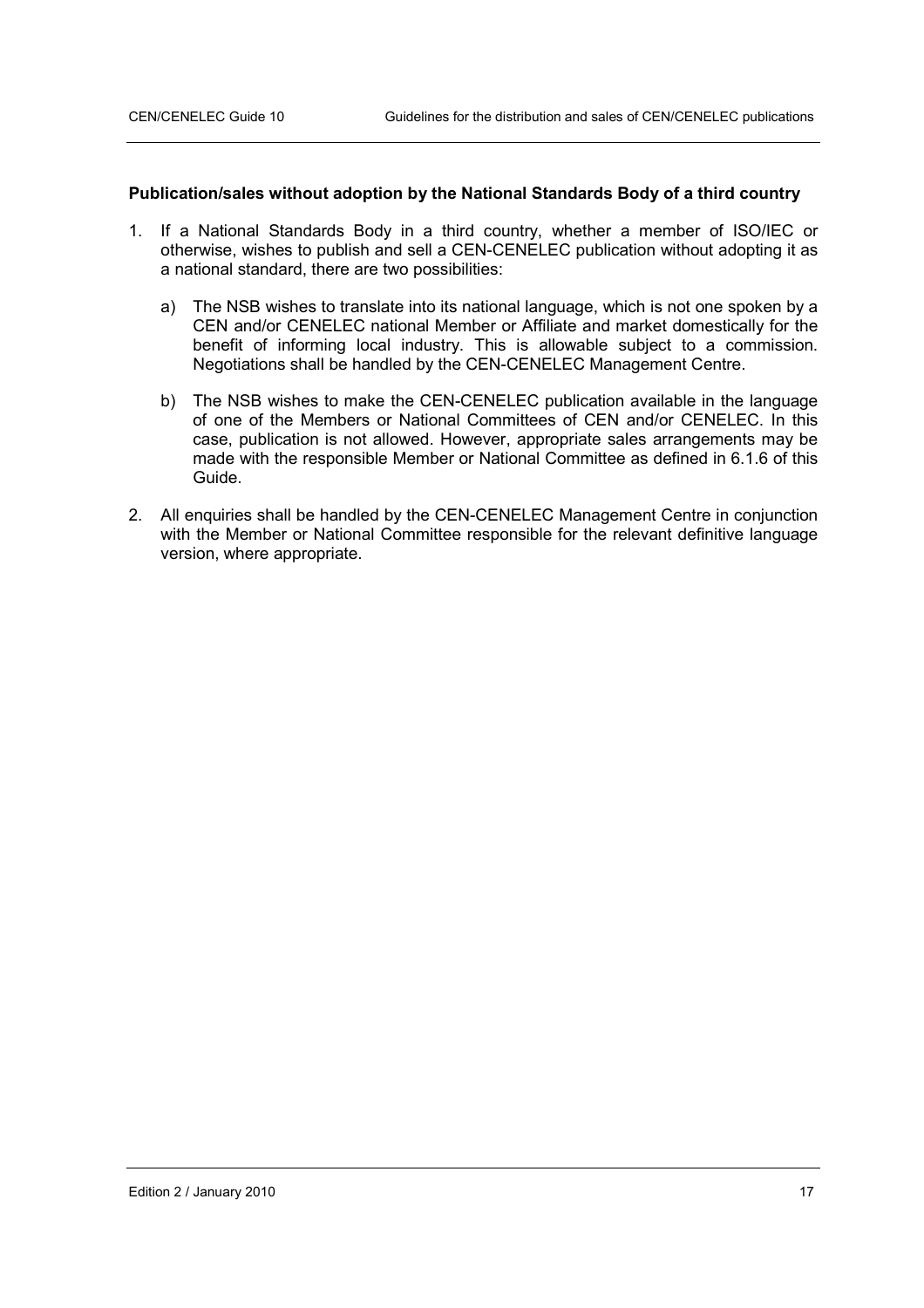**Publication/sales without adoption by the National Standards Body of a third country**

1. If a National Standards Body in a third country, whether a member of ISO/IEC or otherwise, wishes to publish and sell a CEN-CENELEC publication without adopting it as a national standard, there are two possibilities:

   a) The NSB wishes to translate into its national language, which is not one spoken by a CEN and/or CENELEC national Member or Affiliate and market domestically for the benefit of informing local industry. This is allowable subject to a commission. Negotiations shall be handled by the CEN-CENELEC Management Centre.

   b) The NSB wishes to make the CEN-CENELEC publication available in the language of one of the Members or National Committees of CEN and/or CENELEC. In this case, publication is not allowed. However, appropriate sales arrangements may be made with the responsible Member or National Committee as defined in 6.1.6 of this Guide.

2. All enquiries shall be handled by the CEN-CENELEC Management Centre in conjunction with the Member or National Committee responsible for the relevant definitive language version, where appropriate.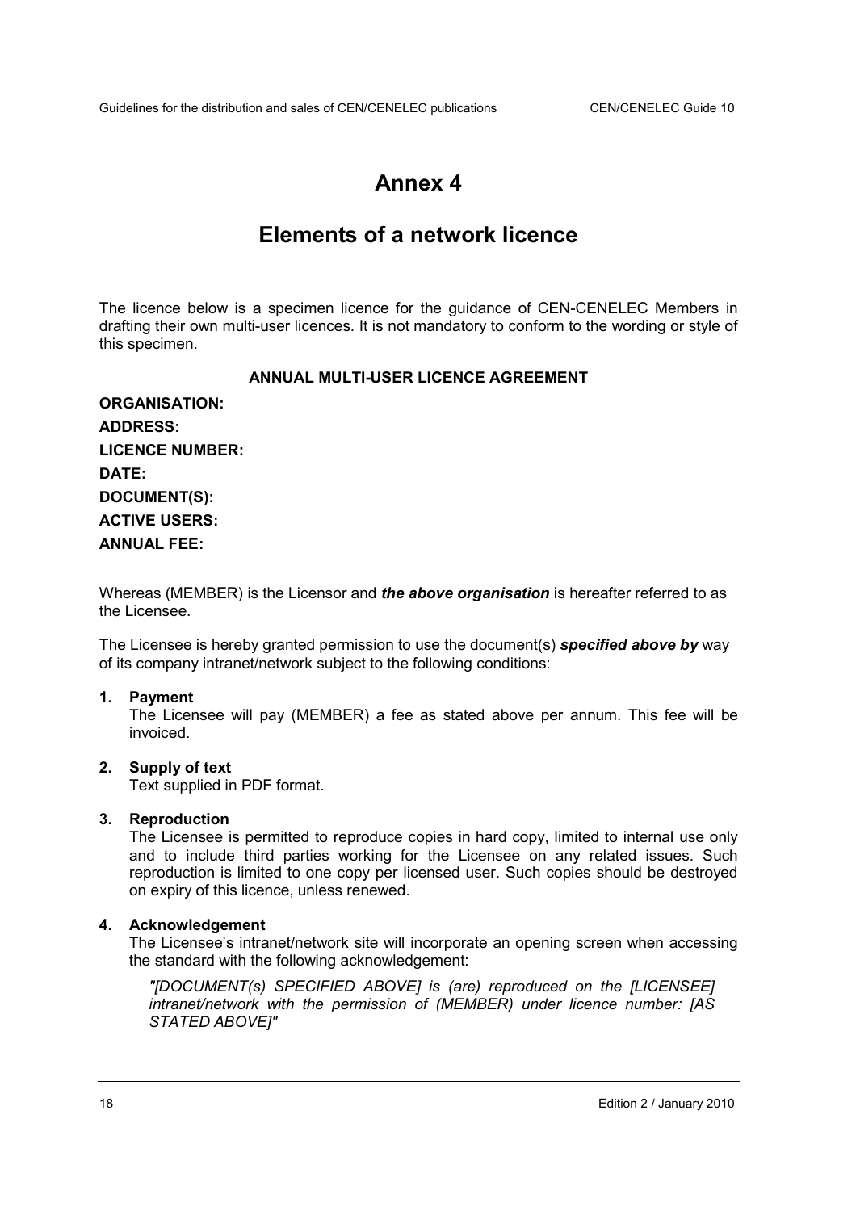# Annex 4

## Elements of a network licence

The licence below is a specimen licence for the guidance of CEN-CENELEC Members in drafting their own multi-user licences. It is not mandatory to conform to the wording or style of this specimen.

**ANNUAL MULTI-USER LICENCE AGREEMENT**

**ORGANISATION:**

**ADDRESS:**

**LICENCE NUMBER:**

**DATE:**

**DOCUMENT(S):**

**ACTIVE USERS:**

**ANNUAL FEE:**

Whereas (MEMBER) is the Licensor and ***the above organisation*** is hereafter referred to as the Licensee.

The Licensee is hereby granted permission to use the document(s) ***specified above by*** way of its company intranet/network subject to the following conditions:

1. **Payment**
   The Licensee will pay (MEMBER) a fee as stated above per annum. This fee will be invoiced.

2. **Supply of text**
   Text supplied in PDF format.

3. **Reproduction**
   The Licensee is permitted to reproduce copies in hard copy, limited to internal use only and to include third parties working for the Licensee on any related issues. Such reproduction is limited to one copy per licensed user. Such copies should be destroyed on expiry of this licence, unless renewed.

4. **Acknowledgement**
   The Licensee's intranet/network site will incorporate an opening screen when accessing the standard with the following acknowledgement:

   *"[DOCUMENT(s) SPECIFIED ABOVE] is (are) reproduced on the [LICENSEE] intranet/network with the permission of (MEMBER) under licence number: [AS STATED ABOVE]"*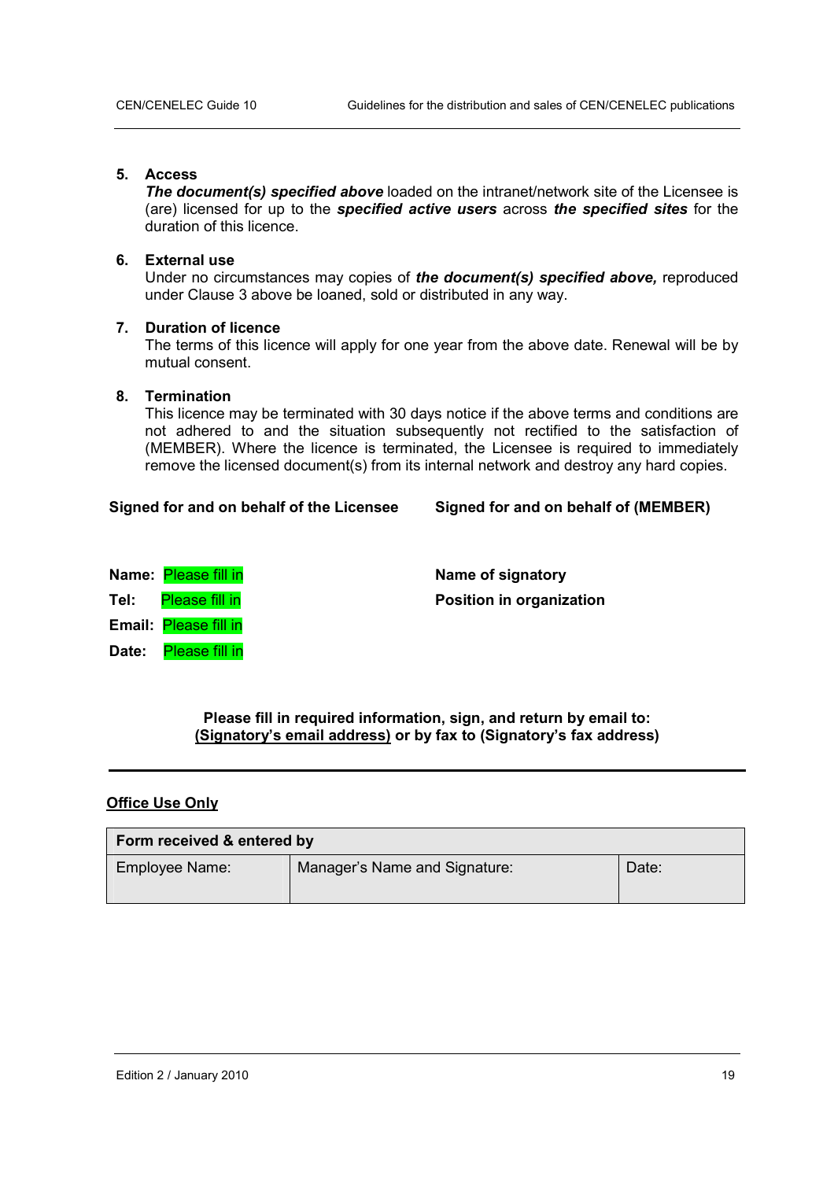**5. Access**

***The document(s) specified above*** loaded on the intranet/network site of the Licensee is (are) licensed for up to the ***specified active users*** across ***the specified sites*** for the duration of this licence.

**6. External use**

Under no circumstances may copies of ***the document(s) specified above,*** reproduced under Clause 3 above be loaned, sold or distributed in any way.

**7. Duration of licence**

The terms of this licence will apply for one year from the above date. Renewal will be by mutual consent.

**8. Termination**

This licence may be terminated with 30 days notice if the above terms and conditions are not adhered to and the situation subsequently not rectified to the satisfaction of (MEMBER). Where the licence is terminated, the Licensee is required to immediately remove the licensed document(s) from its internal network and destroy any hard copies.

**Signed for and on behalf of the Licensee**

**Name:** Please fill in

**Tel:** Please fill in

**Email:** Please fill in

**Date:** Please fill in

**Signed for and on behalf of (MEMBER)**

**Name of signatory**

**Position in organization**

**Please fill in required information, sign, and return by email to: (Signatory's email address) or by fax to (Signatory's fax address)**

---

**Office Use Only**

| Form received & entered by | | |
|---|---|---|
| Employee Name: | Manager's Name and Signature: | Date: |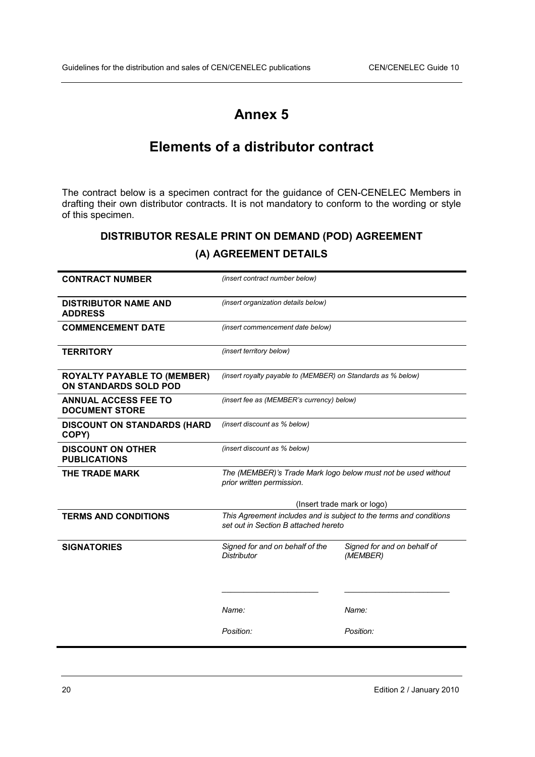# Annex 5

# Elements of a distributor contract

The contract below is a specimen contract for the guidance of CEN-CENELEC Members in drafting their own distributor contracts. It is not mandatory to conform to the wording or style of this specimen.

## DISTRIBUTOR RESALE PRINT ON DEMAND (POD) AGREEMENT

## (A) AGREEMENT DETAILS

| | | |
|---|---|---|
| **CONTRACT NUMBER** | *(insert contract number below)* | |
| **DISTRIBUTOR NAME AND ADDRESS** | *(insert organization details below)* | |
| **COMMENCEMENT DATE** | *(insert commencement date below)* | |
| **TERRITORY** | *(insert territory below)* | |
| **ROYALTY PAYABLE TO (MEMBER) ON STANDARDS SOLD POD** | *(insert royalty payable to (MEMBER) on Standards as % below)* | |
| **ANNUAL ACCESS FEE TO DOCUMENT STORE** | *(insert fee as (MEMBER's currency) below)* | |
| **DISCOUNT ON STANDARDS (HARD COPY)** | *(insert discount as % below)* | |
| **DISCOUNT ON OTHER PUBLICATIONS** | *(insert discount as % below)* | |
| **THE TRADE MARK** | *The (MEMBER)'s Trade Mark logo below must not be used without prior written permission.*<br><br>(Insert trade mark or logo) | |
| **TERMS AND CONDITIONS** | *This Agreement includes and is subject to the terms and conditions set out in Section B attached hereto* | |
| **SIGNATORIES** | *Signed for and on behalf of the Distributor*<br><br>\_\_\_\_\_\_\_\_\_\_\_\_\_\_\_\_\_\_\_\_<br><br>*Name:*<br><br>*Position:* | *Signed for and on behalf of (MEMBER)*<br><br>\_\_\_\_\_\_\_\_\_\_\_\_\_\_\_\_\_\_\_\_<br><br>*Name:*<br><br>*Position:* |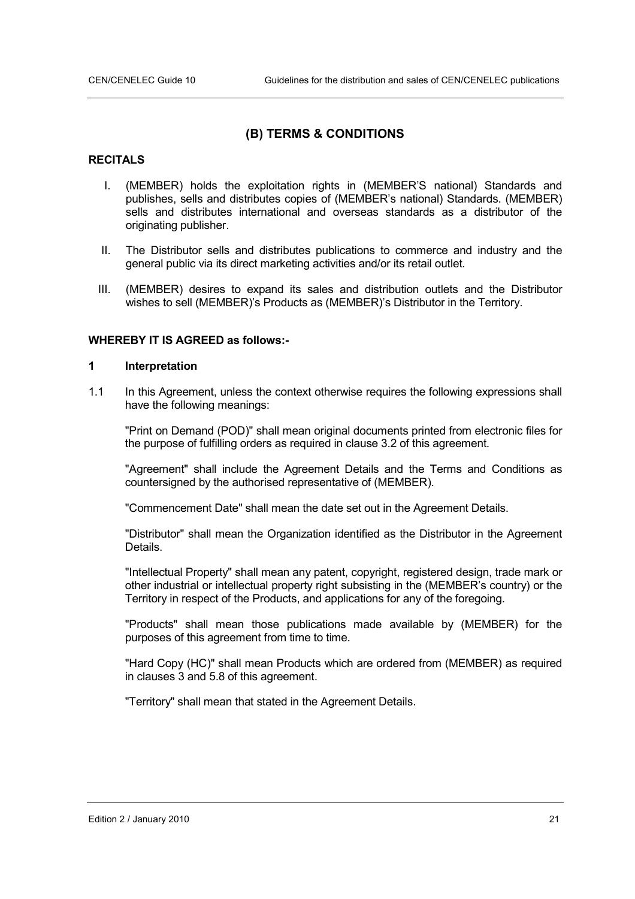## (B) TERMS & CONDITIONS

**RECITALS**

I. (MEMBER) holds the exploitation rights in (MEMBER'S national) Standards and publishes, sells and distributes copies of (MEMBER's national) Standards. (MEMBER) sells and distributes international and overseas standards as a distributor of the originating publisher.

II. The Distributor sells and distributes publications to commerce and industry and the general public via its direct marketing activities and/or its retail outlet.

III. (MEMBER) desires to expand its sales and distribution outlets and the Distributor wishes to sell (MEMBER)'s Products as (MEMBER)'s Distributor in the Territory.

**WHEREBY IT IS AGREED as follows:-**

### 1 Interpretation

1.1 In this Agreement, unless the context otherwise requires the following expressions shall have the following meanings:

"Print on Demand (POD)" shall mean original documents printed from electronic files for the purpose of fulfilling orders as required in clause 3.2 of this agreement.

"Agreement" shall include the Agreement Details and the Terms and Conditions as countersigned by the authorised representative of (MEMBER).

"Commencement Date" shall mean the date set out in the Agreement Details.

"Distributor" shall mean the Organization identified as the Distributor in the Agreement Details.

"Intellectual Property" shall mean any patent, copyright, registered design, trade mark or other industrial or intellectual property right subsisting in the (MEMBER's country) or the Territory in respect of the Products, and applications for any of the foregoing.

"Products" shall mean those publications made available by (MEMBER) for the purposes of this agreement from time to time.

"Hard Copy (HC)" shall mean Products which are ordered from (MEMBER) as required in clauses 3 and 5.8 of this agreement.

"Territory" shall mean that stated in the Agreement Details.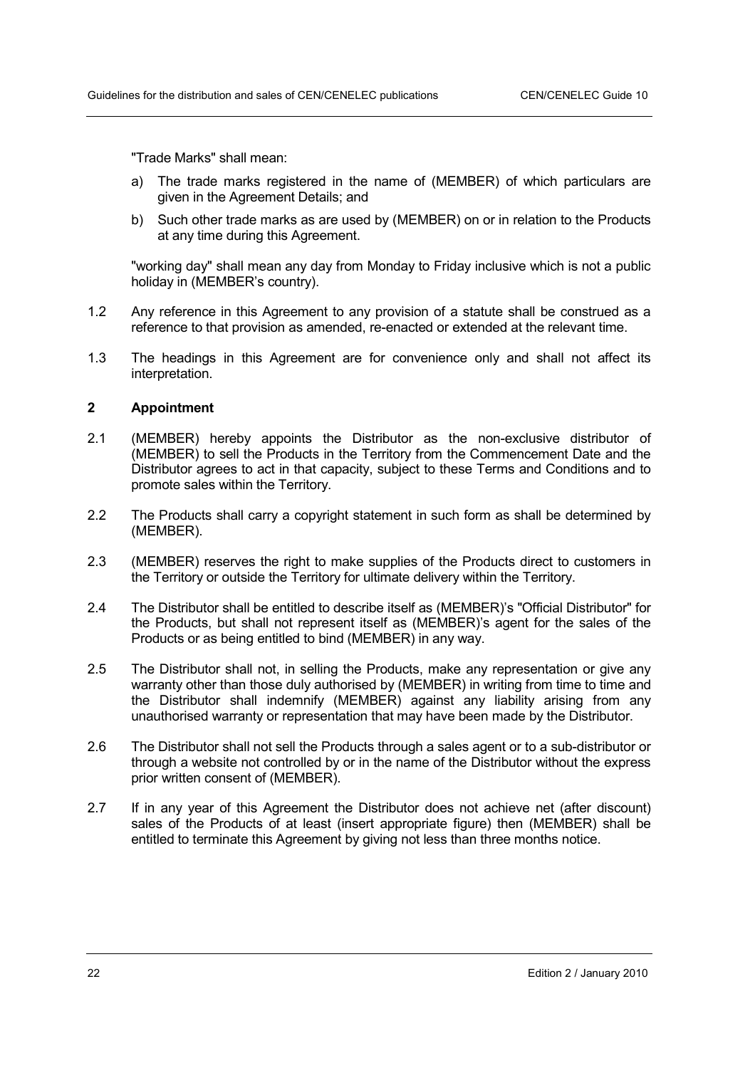"Trade Marks" shall mean:

a) The trade marks registered in the name of (MEMBER) of which particulars are given in the Agreement Details; and

b) Such other trade marks as are used by (MEMBER) on or in relation to the Products at any time during this Agreement.

"working day" shall mean any day from Monday to Friday inclusive which is not a public holiday in (MEMBER's country).

1.2 Any reference in this Agreement to any provision of a statute shall be construed as a reference to that provision as amended, re-enacted or extended at the relevant time.

1.3 The headings in this Agreement are for convenience only and shall not affect its interpretation.

## 2 Appointment

2.1 (MEMBER) hereby appoints the Distributor as the non-exclusive distributor of (MEMBER) to sell the Products in the Territory from the Commencement Date and the Distributor agrees to act in that capacity, subject to these Terms and Conditions and to promote sales within the Territory.

2.2 The Products shall carry a copyright statement in such form as shall be determined by (MEMBER).

2.3 (MEMBER) reserves the right to make supplies of the Products direct to customers in the Territory or outside the Territory for ultimate delivery within the Territory.

2.4 The Distributor shall be entitled to describe itself as (MEMBER)'s "Official Distributor" for the Products, but shall not represent itself as (MEMBER)'s agent for the sales of the Products or as being entitled to bind (MEMBER) in any way.

2.5 The Distributor shall not, in selling the Products, make any representation or give any warranty other than those duly authorised by (MEMBER) in writing from time to time and the Distributor shall indemnify (MEMBER) against any liability arising from any unauthorised warranty or representation that may have been made by the Distributor.

2.6 The Distributor shall not sell the Products through a sales agent or to a sub-distributor or through a website not controlled by or in the name of the Distributor without the express prior written consent of (MEMBER).

2.7 If in any year of this Agreement the Distributor does not achieve net (after discount) sales of the Products of at least (insert appropriate figure) then (MEMBER) shall be entitled to terminate this Agreement by giving not less than three months notice.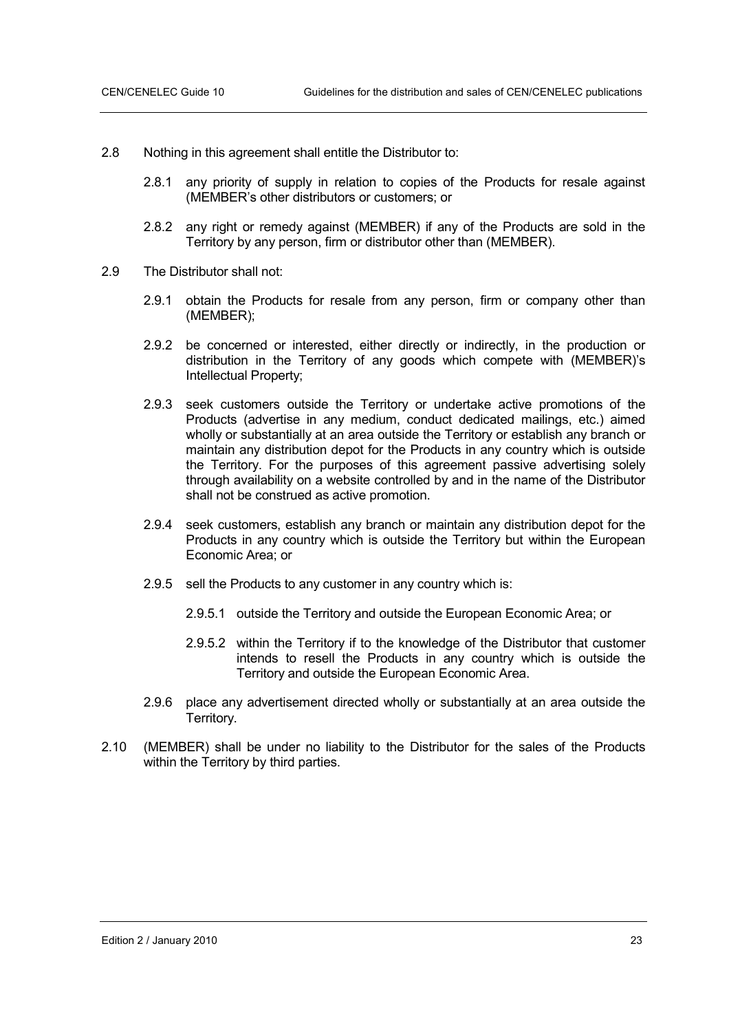2.8 Nothing in this agreement shall entitle the Distributor to:

   2.8.1 any priority of supply in relation to copies of the Products for resale against (MEMBER's other distributors or customers; or

   2.8.2 any right or remedy against (MEMBER) if any of the Products are sold in the Territory by any person, firm or distributor other than (MEMBER).

2.9 The Distributor shall not:

   2.9.1 obtain the Products for resale from any person, firm or company other than (MEMBER);

   2.9.2 be concerned or interested, either directly or indirectly, in the production or distribution in the Territory of any goods which compete with (MEMBER)'s Intellectual Property;

   2.9.3 seek customers outside the Territory or undertake active promotions of the Products (advertise in any medium, conduct dedicated mailings, etc.) aimed wholly or substantially at an area outside the Territory or establish any branch or maintain any distribution depot for the Products in any country which is outside the Territory. For the purposes of this agreement passive advertising solely through availability on a website controlled by and in the name of the Distributor shall not be construed as active promotion.

   2.9.4 seek customers, establish any branch or maintain any distribution depot for the Products in any country which is outside the Territory but within the European Economic Area; or

   2.9.5 sell the Products to any customer in any country which is:

      2.9.5.1 outside the Territory and outside the European Economic Area; or

      2.9.5.2 within the Territory if to the knowledge of the Distributor that customer intends to resell the Products in any country which is outside the Territory and outside the European Economic Area.

   2.9.6 place any advertisement directed wholly or substantially at an area outside the Territory.

2.10 (MEMBER) shall be under no liability to the Distributor for the sales of the Products within the Territory by third parties.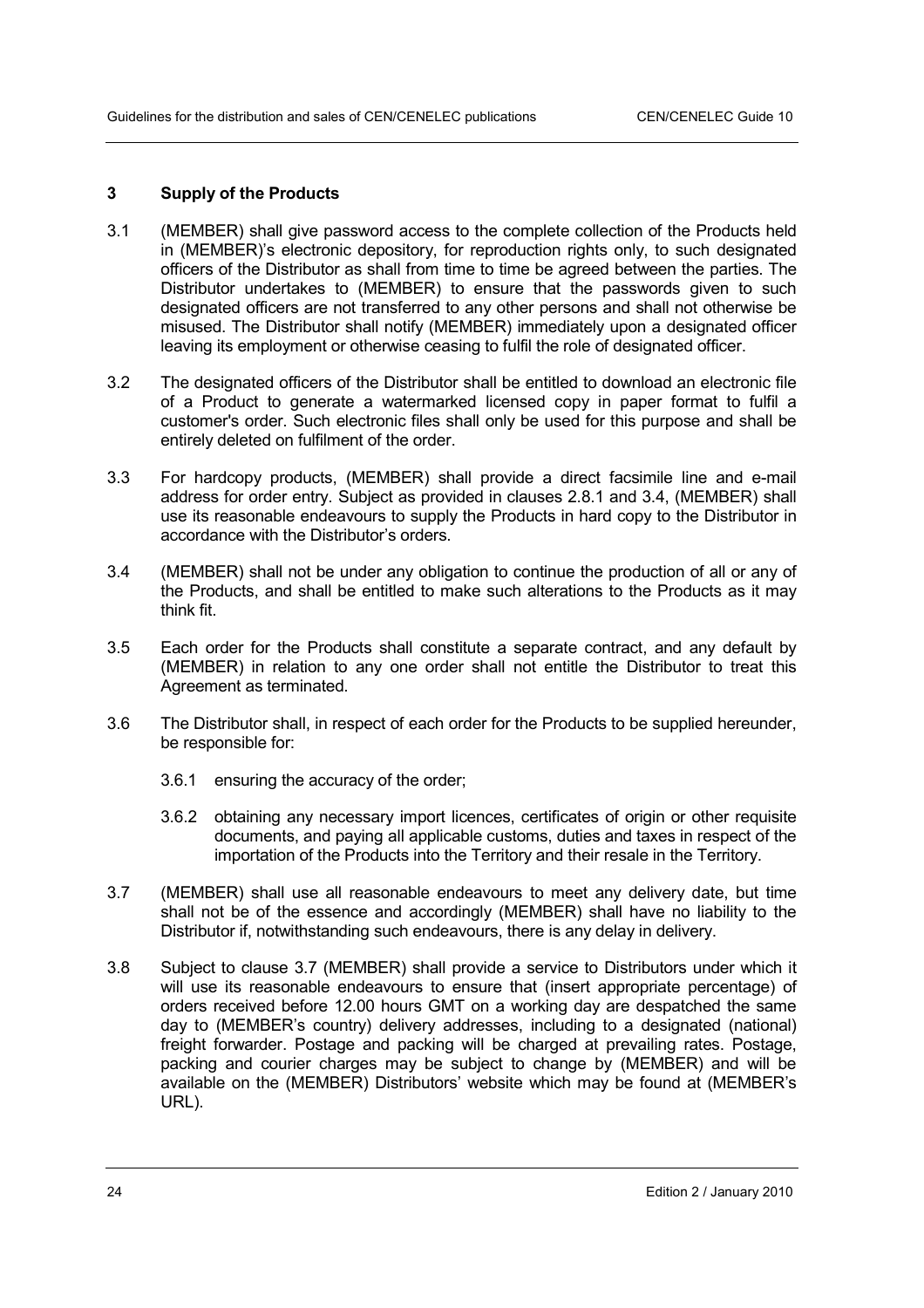## 3 Supply of the Products

3.1 (MEMBER) shall give password access to the complete collection of the Products held in (MEMBER)'s electronic depository, for reproduction rights only, to such designated officers of the Distributor as shall from time to time be agreed between the parties. The Distributor undertakes to (MEMBER) to ensure that the passwords given to such designated officers are not transferred to any other persons and shall not otherwise be misused. The Distributor shall notify (MEMBER) immediately upon a designated officer leaving its employment or otherwise ceasing to fulfil the role of designated officer.

3.2 The designated officers of the Distributor shall be entitled to download an electronic file of a Product to generate a watermarked licensed copy in paper format to fulfil a customer's order. Such electronic files shall only be used for this purpose and shall be entirely deleted on fulfilment of the order.

3.3 For hardcopy products, (MEMBER) shall provide a direct facsimile line and e-mail address for order entry. Subject as provided in clauses 2.8.1 and 3.4, (MEMBER) shall use its reasonable endeavours to supply the Products in hard copy to the Distributor in accordance with the Distributor's orders.

3.4 (MEMBER) shall not be under any obligation to continue the production of all or any of the Products, and shall be entitled to make such alterations to the Products as it may think fit.

3.5 Each order for the Products shall constitute a separate contract, and any default by (MEMBER) in relation to any one order shall not entitle the Distributor to treat this Agreement as terminated.

3.6 The Distributor shall, in respect of each order for the Products to be supplied hereunder, be responsible for:

- 3.6.1 ensuring the accuracy of the order;
- 3.6.2 obtaining any necessary import licences, certificates of origin or other requisite documents, and paying all applicable customs, duties and taxes in respect of the importation of the Products into the Territory and their resale in the Territory.

3.7 (MEMBER) shall use all reasonable endeavours to meet any delivery date, but time shall not be of the essence and accordingly (MEMBER) shall have no liability to the Distributor if, notwithstanding such endeavours, there is any delay in delivery.

3.8 Subject to clause 3.7 (MEMBER) shall provide a service to Distributors under which it will use its reasonable endeavours to ensure that (insert appropriate percentage) of orders received before 12.00 hours GMT on a working day are despatched the same day to (MEMBER's country) delivery addresses, including to a designated (national) freight forwarder. Postage and packing will be charged at prevailing rates. Postage, packing and courier charges may be subject to change by (MEMBER) and will be available on the (MEMBER) Distributors' website which may be found at (MEMBER's URL).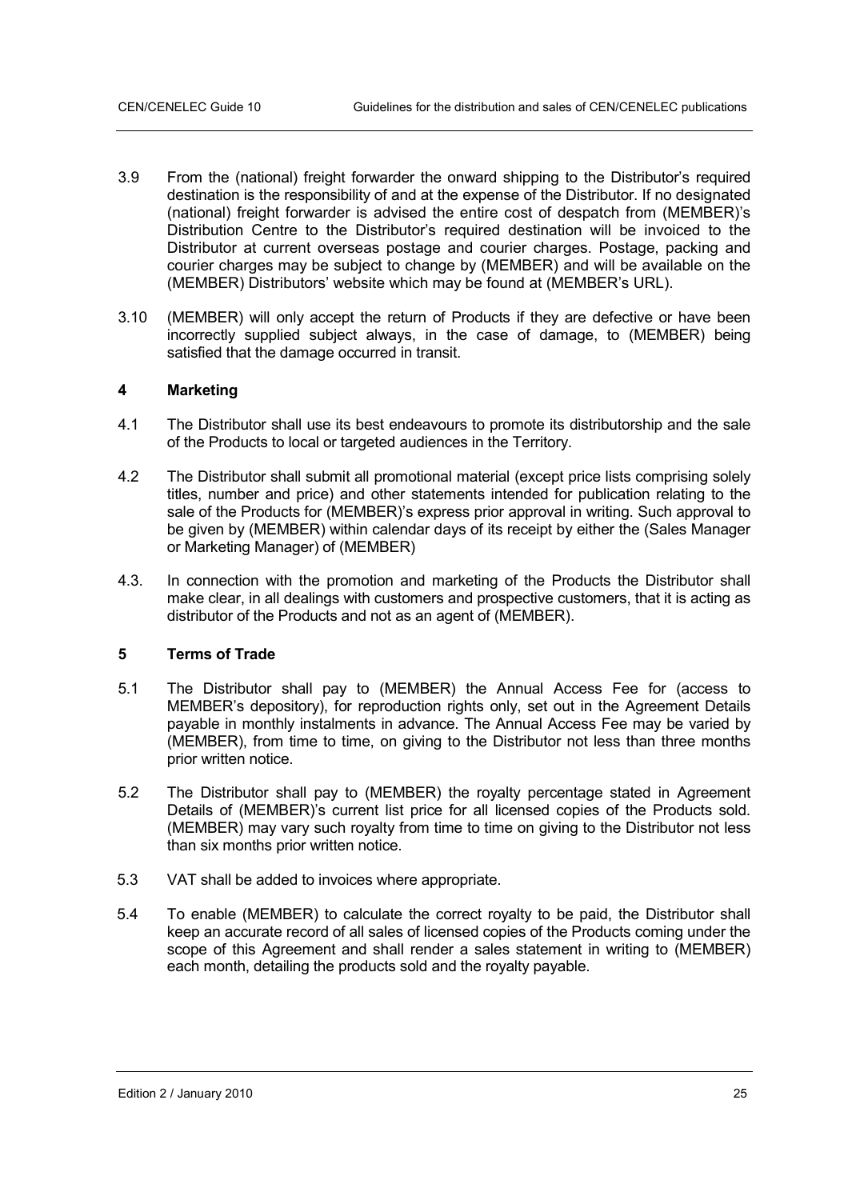3.9 From the (national) freight forwarder the onward shipping to the Distributor's required destination is the responsibility of and at the expense of the Distributor. If no designated (national) freight forwarder is advised the entire cost of despatch from (MEMBER)'s Distribution Centre to the Distributor's required destination will be invoiced to the Distributor at current overseas postage and courier charges. Postage, packing and courier charges may be subject to change by (MEMBER) and will be available on the (MEMBER) Distributors' website which may be found at (MEMBER's URL).

3.10 (MEMBER) will only accept the return of Products if they are defective or have been incorrectly supplied subject always, in the case of damage, to (MEMBER) being satisfied that the damage occurred in transit.

## 4 Marketing

4.1 The Distributor shall use its best endeavours to promote its distributorship and the sale of the Products to local or targeted audiences in the Territory.

4.2 The Distributor shall submit all promotional material (except price lists comprising solely titles, number and price) and other statements intended for publication relating to the sale of the Products for (MEMBER)'s express prior approval in writing. Such approval to be given by (MEMBER) within calendar days of its receipt by either the (Sales Manager or Marketing Manager) of (MEMBER)

4.3. In connection with the promotion and marketing of the Products the Distributor shall make clear, in all dealings with customers and prospective customers, that it is acting as distributor of the Products and not as an agent of (MEMBER).

## 5 Terms of Trade

5.1 The Distributor shall pay to (MEMBER) the Annual Access Fee for (access to MEMBER's depository), for reproduction rights only, set out in the Agreement Details payable in monthly instalments in advance. The Annual Access Fee may be varied by (MEMBER), from time to time, on giving to the Distributor not less than three months prior written notice.

5.2 The Distributor shall pay to (MEMBER) the royalty percentage stated in Agreement Details of (MEMBER)'s current list price for all licensed copies of the Products sold. (MEMBER) may vary such royalty from time to time on giving to the Distributor not less than six months prior written notice.

5.3 VAT shall be added to invoices where appropriate.

5.4 To enable (MEMBER) to calculate the correct royalty to be paid, the Distributor shall keep an accurate record of all sales of licensed copies of the Products coming under the scope of this Agreement and shall render a sales statement in writing to (MEMBER) each month, detailing the products sold and the royalty payable.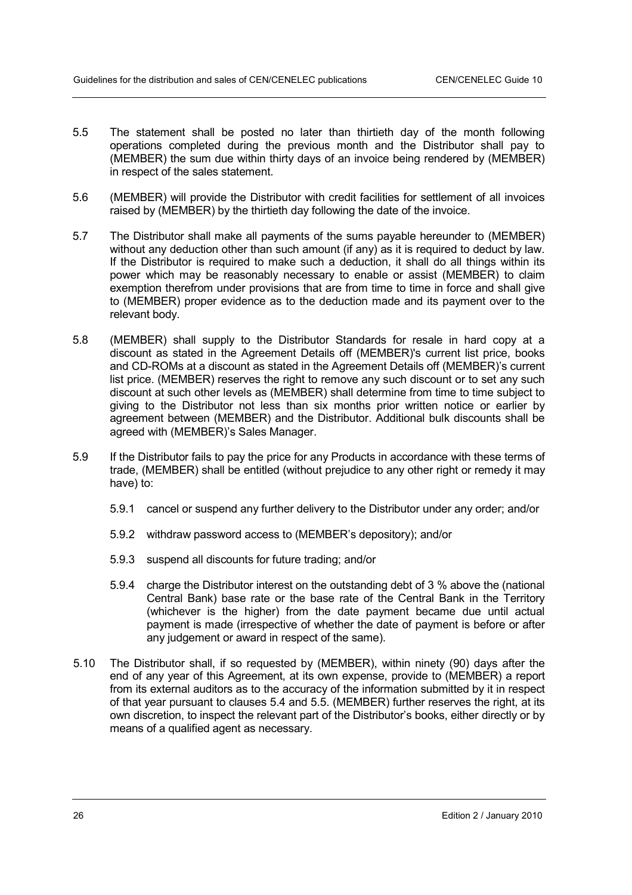5.5 The statement shall be posted no later than thirtieth day of the month following operations completed during the previous month and the Distributor shall pay to (MEMBER) the sum due within thirty days of an invoice being rendered by (MEMBER) in respect of the sales statement.

5.6 (MEMBER) will provide the Distributor with credit facilities for settlement of all invoices raised by (MEMBER) by the thirtieth day following the date of the invoice.

5.7 The Distributor shall make all payments of the sums payable hereunder to (MEMBER) without any deduction other than such amount (if any) as it is required to deduct by law. If the Distributor is required to make such a deduction, it shall do all things within its power which may be reasonably necessary to enable or assist (MEMBER) to claim exemption therefrom under provisions that are from time to time in force and shall give to (MEMBER) proper evidence as to the deduction made and its payment over to the relevant body.

5.8 (MEMBER) shall supply to the Distributor Standards for resale in hard copy at a discount as stated in the Agreement Details off (MEMBER)'s current list price, books and CD-ROMs at a discount as stated in the Agreement Details off (MEMBER)'s current list price. (MEMBER) reserves the right to remove any such discount or to set any such discount at such other levels as (MEMBER) shall determine from time to time subject to giving to the Distributor not less than six months prior written notice or earlier by agreement between (MEMBER) and the Distributor. Additional bulk discounts shall be agreed with (MEMBER)'s Sales Manager.

5.9 If the Distributor fails to pay the price for any Products in accordance with these terms of trade, (MEMBER) shall be entitled (without prejudice to any other right or remedy it may have) to:

5.9.1 cancel or suspend any further delivery to the Distributor under any order; and/or

5.9.2 withdraw password access to (MEMBER's depository); and/or

5.9.3 suspend all discounts for future trading; and/or

5.9.4 charge the Distributor interest on the outstanding debt of 3 % above the (national Central Bank) base rate or the base rate of the Central Bank in the Territory (whichever is the higher) from the date payment became due until actual payment is made (irrespective of whether the date of payment is before or after any judgement or award in respect of the same).

5.10 The Distributor shall, if so requested by (MEMBER), within ninety (90) days after the end of any year of this Agreement, at its own expense, provide to (MEMBER) a report from its external auditors as to the accuracy of the information submitted by it in respect of that year pursuant to clauses 5.4 and 5.5. (MEMBER) further reserves the right, at its own discretion, to inspect the relevant part of the Distributor's books, either directly or by means of a qualified agent as necessary.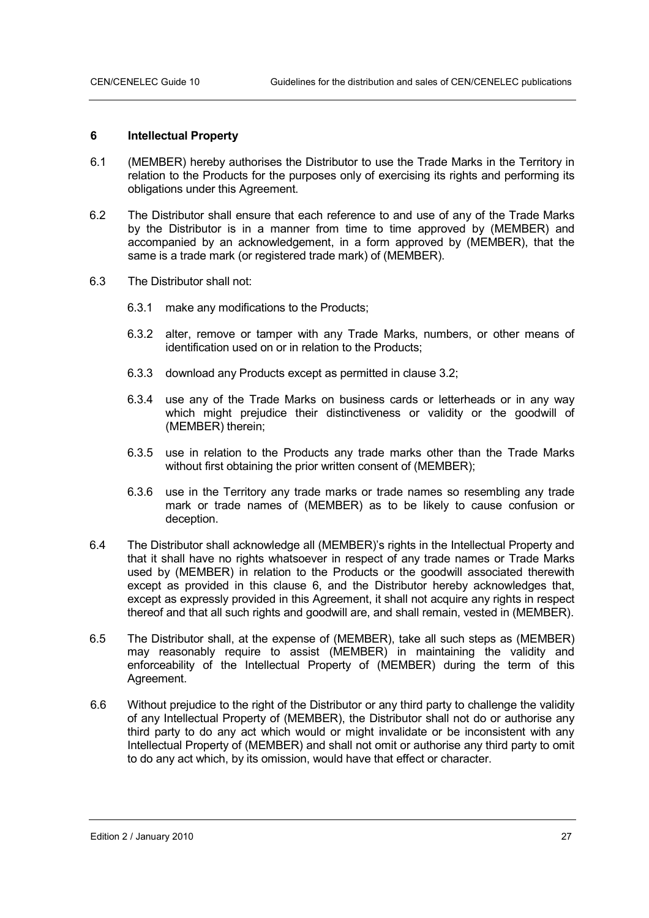## 6 Intellectual Property

6.1 (MEMBER) hereby authorises the Distributor to use the Trade Marks in the Territory in relation to the Products for the purposes only of exercising its rights and performing its obligations under this Agreement.

6.2 The Distributor shall ensure that each reference to and use of any of the Trade Marks by the Distributor is in a manner from time to time approved by (MEMBER) and accompanied by an acknowledgement, in a form approved by (MEMBER), that the same is a trade mark (or registered trade mark) of (MEMBER).

6.3 The Distributor shall not:

6.3.1 make any modifications to the Products;

6.3.2 alter, remove or tamper with any Trade Marks, numbers, or other means of identification used on or in relation to the Products;

6.3.3 download any Products except as permitted in clause 3.2;

6.3.4 use any of the Trade Marks on business cards or letterheads or in any way which might prejudice their distinctiveness or validity or the goodwill of (MEMBER) therein;

6.3.5 use in relation to the Products any trade marks other than the Trade Marks without first obtaining the prior written consent of (MEMBER);

6.3.6 use in the Territory any trade marks or trade names so resembling any trade mark or trade names of (MEMBER) as to be likely to cause confusion or deception.

6.4 The Distributor shall acknowledge all (MEMBER)'s rights in the Intellectual Property and that it shall have no rights whatsoever in respect of any trade names or Trade Marks used by (MEMBER) in relation to the Products or the goodwill associated therewith except as provided in this clause 6, and the Distributor hereby acknowledges that, except as expressly provided in this Agreement, it shall not acquire any rights in respect thereof and that all such rights and goodwill are, and shall remain, vested in (MEMBER).

6.5 The Distributor shall, at the expense of (MEMBER), take all such steps as (MEMBER) may reasonably require to assist (MEMBER) in maintaining the validity and enforceability of the Intellectual Property of (MEMBER) during the term of this Agreement.

6.6 Without prejudice to the right of the Distributor or any third party to challenge the validity of any Intellectual Property of (MEMBER), the Distributor shall not do or authorise any third party to do any act which would or might invalidate or be inconsistent with any Intellectual Property of (MEMBER) and shall not omit or authorise any third party to omit to do any act which, by its omission, would have that effect or character.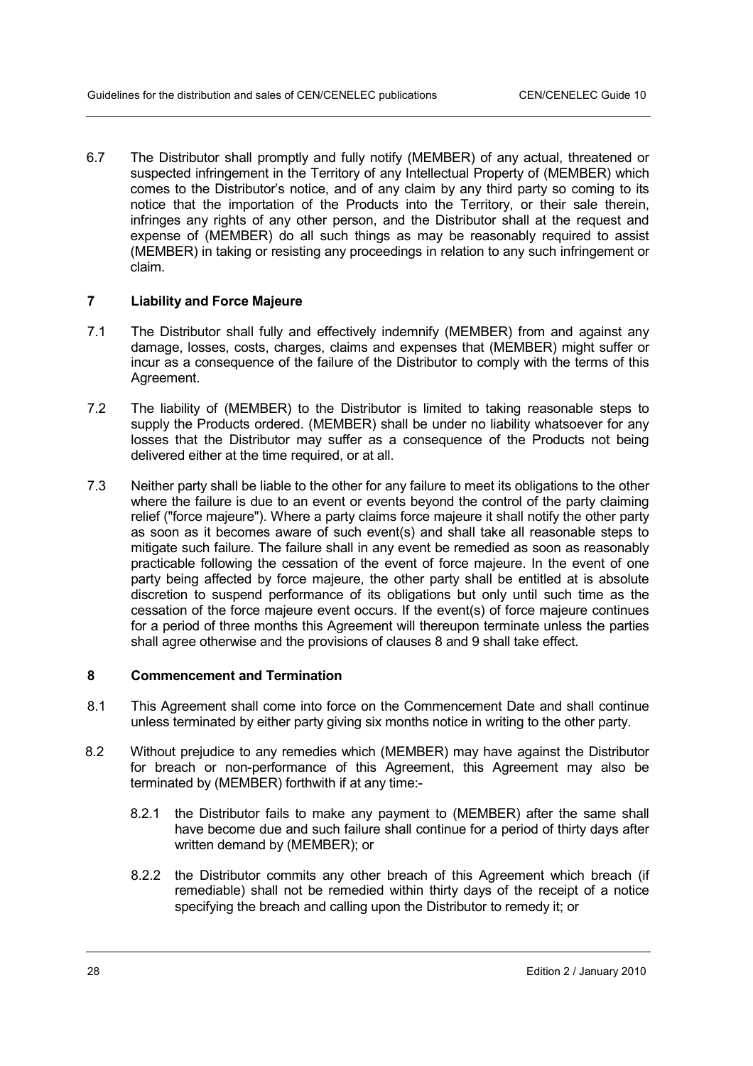6.7 The Distributor shall promptly and fully notify (MEMBER) of any actual, threatened or suspected infringement in the Territory of any Intellectual Property of (MEMBER) which comes to the Distributor's notice, and of any claim by any third party so coming to its notice that the importation of the Products into the Territory, or their sale therein, infringes any rights of any other person, and the Distributor shall at the request and expense of (MEMBER) do all such things as may be reasonably required to assist (MEMBER) in taking or resisting any proceedings in relation to any such infringement or claim.

## 7 Liability and Force Majeure

7.1 The Distributor shall fully and effectively indemnify (MEMBER) from and against any damage, losses, costs, charges, claims and expenses that (MEMBER) might suffer or incur as a consequence of the failure of the Distributor to comply with the terms of this Agreement.

7.2 The liability of (MEMBER) to the Distributor is limited to taking reasonable steps to supply the Products ordered. (MEMBER) shall be under no liability whatsoever for any losses that the Distributor may suffer as a consequence of the Products not being delivered either at the time required, or at all.

7.3 Neither party shall be liable to the other for any failure to meet its obligations to the other where the failure is due to an event or events beyond the control of the party claiming relief ("force majeure"). Where a party claims force majeure it shall notify the other party as soon as it becomes aware of such event(s) and shall take all reasonable steps to mitigate such failure. The failure shall in any event be remedied as soon as reasonably practicable following the cessation of the event of force majeure. In the event of one party being affected by force majeure, the other party shall be entitled at is absolute discretion to suspend performance of its obligations but only until such time as the cessation of the force majeure event occurs. If the event(s) of force majeure continues for a period of three months this Agreement will thereupon terminate unless the parties shall agree otherwise and the provisions of clauses 8 and 9 shall take effect.

## 8 Commencement and Termination

8.1 This Agreement shall come into force on the Commencement Date and shall continue unless terminated by either party giving six months notice in writing to the other party.

8.2 Without prejudice to any remedies which (MEMBER) may have against the Distributor for breach or non-performance of this Agreement, this Agreement may also be terminated by (MEMBER) forthwith if at any time:-

8.2.1 the Distributor fails to make any payment to (MEMBER) after the same shall have become due and such failure shall continue for a period of thirty days after written demand by (MEMBER); or

8.2.2 the Distributor commits any other breach of this Agreement which breach (if remediable) shall not be remedied within thirty days of the receipt of a notice specifying the breach and calling upon the Distributor to remedy it; or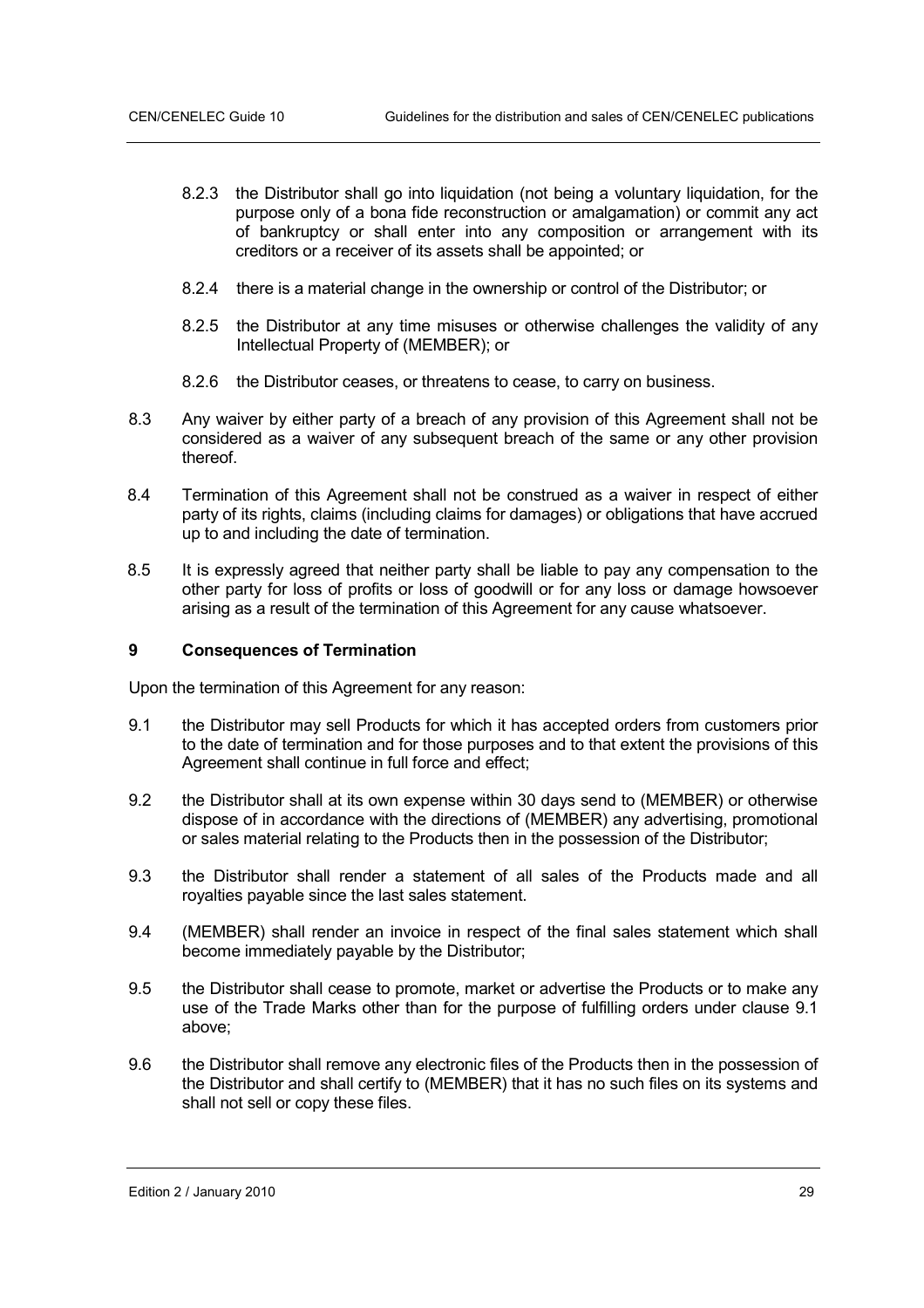8.2.3 the Distributor shall go into liquidation (not being a voluntary liquidation, for the purpose only of a bona fide reconstruction or amalgamation) or commit any act of bankruptcy or shall enter into any composition or arrangement with its creditors or a receiver of its assets shall be appointed; or

8.2.4 there is a material change in the ownership or control of the Distributor; or

8.2.5 the Distributor at any time misuses or otherwise challenges the validity of any Intellectual Property of (MEMBER); or

8.2.6 the Distributor ceases, or threatens to cease, to carry on business.

8.3 Any waiver by either party of a breach of any provision of this Agreement shall not be considered as a waiver of any subsequent breach of the same or any other provision thereof.

8.4 Termination of this Agreement shall not be construed as a waiver in respect of either party of its rights, claims (including claims for damages) or obligations that have accrued up to and including the date of termination.

8.5 It is expressly agreed that neither party shall be liable to pay any compensation to the other party for loss of profits or loss of goodwill or for any loss or damage howsoever arising as a result of the termination of this Agreement for any cause whatsoever.

## 9 Consequences of Termination

Upon the termination of this Agreement for any reason:

9.1 the Distributor may sell Products for which it has accepted orders from customers prior to the date of termination and for those purposes and to that extent the provisions of this Agreement shall continue in full force and effect;

9.2 the Distributor shall at its own expense within 30 days send to (MEMBER) or otherwise dispose of in accordance with the directions of (MEMBER) any advertising, promotional or sales material relating to the Products then in the possession of the Distributor;

9.3 the Distributor shall render a statement of all sales of the Products made and all royalties payable since the last sales statement.

9.4 (MEMBER) shall render an invoice in respect of the final sales statement which shall become immediately payable by the Distributor;

9.5 the Distributor shall cease to promote, market or advertise the Products or to make any use of the Trade Marks other than for the purpose of fulfilling orders under clause 9.1 above;

9.6 the Distributor shall remove any electronic files of the Products then in the possession of the Distributor and shall certify to (MEMBER) that it has no such files on its systems and shall not sell or copy these files.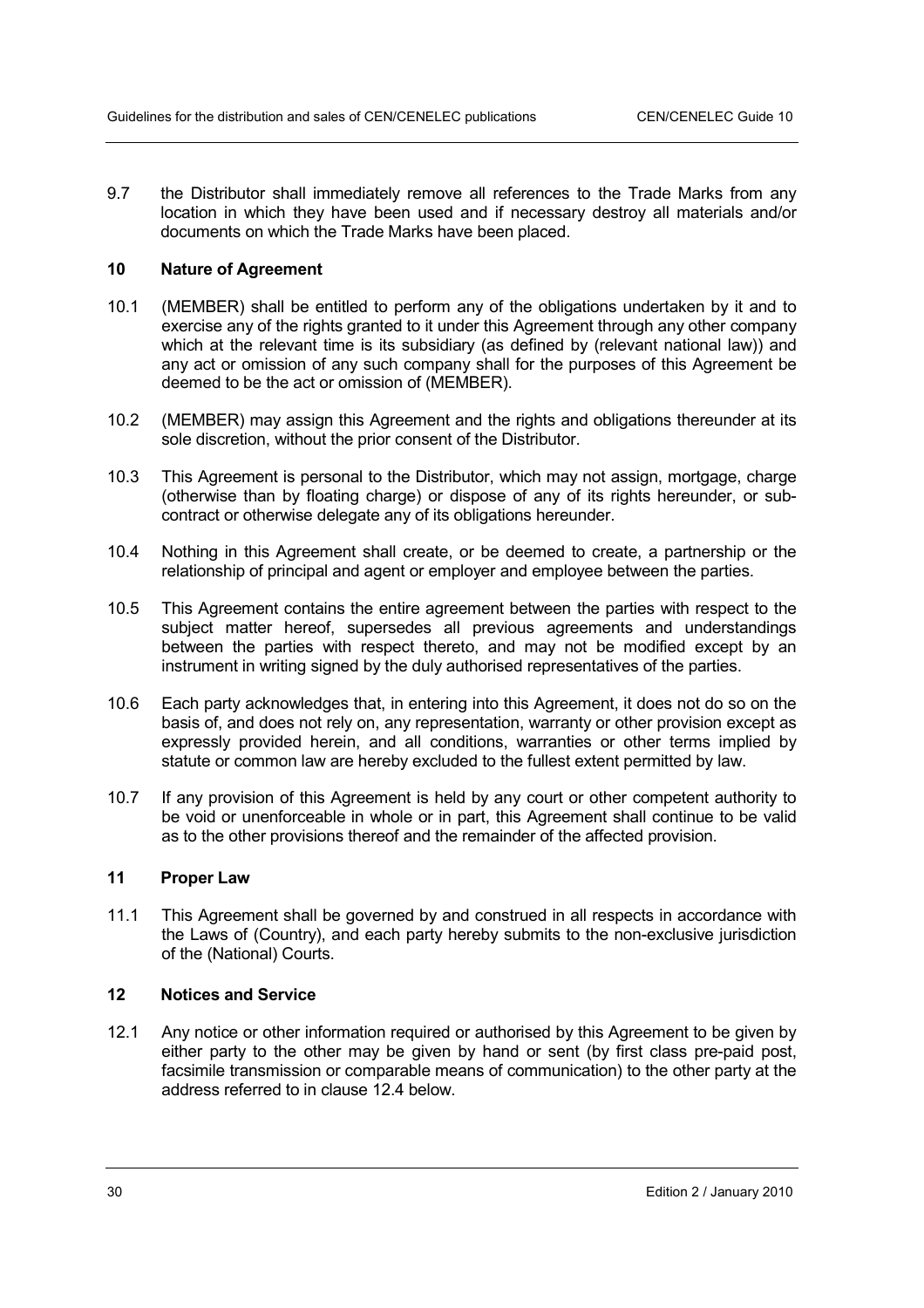9.7 the Distributor shall immediately remove all references to the Trade Marks from any location in which they have been used and if necessary destroy all materials and/or documents on which the Trade Marks have been placed.

## 10 Nature of Agreement

10.1 (MEMBER) shall be entitled to perform any of the obligations undertaken by it and to exercise any of the rights granted to it under this Agreement through any other company which at the relevant time is its subsidiary (as defined by (relevant national law)) and any act or omission of any such company shall for the purposes of this Agreement be deemed to be the act or omission of (MEMBER).

10.2 (MEMBER) may assign this Agreement and the rights and obligations thereunder at its sole discretion, without the prior consent of the Distributor.

10.3 This Agreement is personal to the Distributor, which may not assign, mortgage, charge (otherwise than by floating charge) or dispose of any of its rights hereunder, or sub-contract or otherwise delegate any of its obligations hereunder.

10.4 Nothing in this Agreement shall create, or be deemed to create, a partnership or the relationship of principal and agent or employer and employee between the parties.

10.5 This Agreement contains the entire agreement between the parties with respect to the subject matter hereof, supersedes all previous agreements and understandings between the parties with respect thereto, and may not be modified except by an instrument in writing signed by the duly authorised representatives of the parties.

10.6 Each party acknowledges that, in entering into this Agreement, it does not do so on the basis of, and does not rely on, any representation, warranty or other provision except as expressly provided herein, and all conditions, warranties or other terms implied by statute or common law are hereby excluded to the fullest extent permitted by law.

10.7 If any provision of this Agreement is held by any court or other competent authority to be void or unenforceable in whole or in part, this Agreement shall continue to be valid as to the other provisions thereof and the remainder of the affected provision.

## 11 Proper Law

11.1 This Agreement shall be governed by and construed in all respects in accordance with the Laws of (Country), and each party hereby submits to the non-exclusive jurisdiction of the (National) Courts.

## 12 Notices and Service

12.1 Any notice or other information required or authorised by this Agreement to be given by either party to the other may be given by hand or sent (by first class pre-paid post, facsimile transmission or comparable means of communication) to the other party at the address referred to in clause 12.4 below.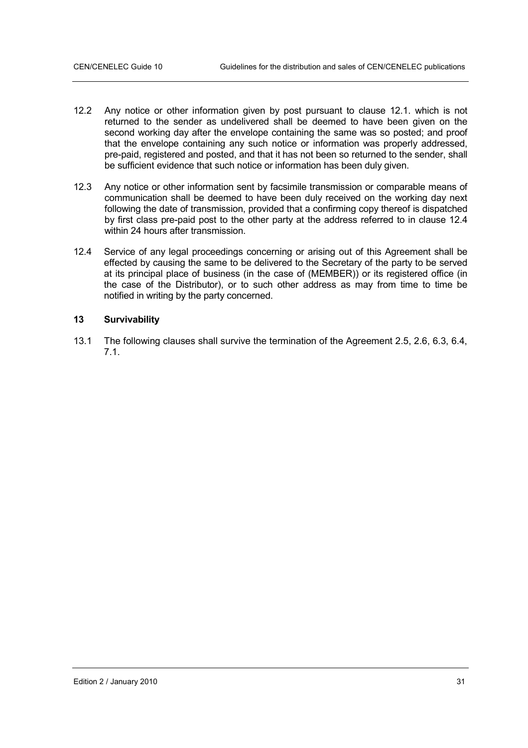12.2 Any notice or other information given by post pursuant to clause 12.1. which is not returned to the sender as undelivered shall be deemed to have been given on the second working day after the envelope containing the same was so posted; and proof that the envelope containing any such notice or information was properly addressed, pre-paid, registered and posted, and that it has not been so returned to the sender, shall be sufficient evidence that such notice or information has been duly given.

12.3 Any notice or other information sent by facsimile transmission or comparable means of communication shall be deemed to have been duly received on the working day next following the date of transmission, provided that a confirming copy thereof is dispatched by first class pre-paid post to the other party at the address referred to in clause 12.4 within 24 hours after transmission.

12.4 Service of any legal proceedings concerning or arising out of this Agreement shall be effected by causing the same to be delivered to the Secretary of the party to be served at its principal place of business (in the case of (MEMBER)) or its registered office (in the case of the Distributor), or to such other address as may from time to time be notified in writing by the party concerned.

## 13 Survivability

13.1 The following clauses shall survive the termination of the Agreement 2.5, 2.6, 6.3, 6.4, 7.1.